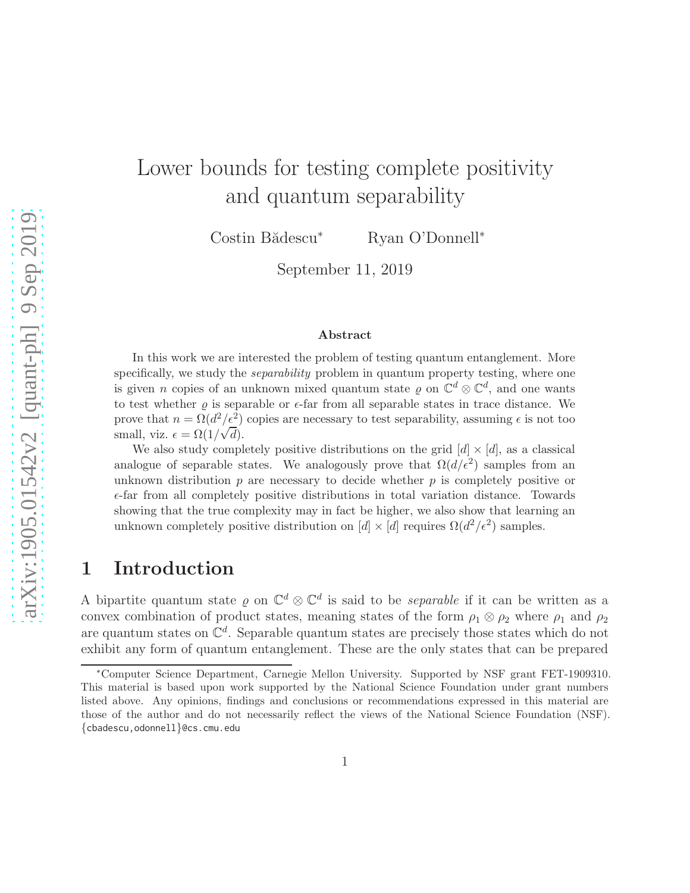# Lower bounds for testing complete positivity and quantum separability

Costin Bădescu* Ryan O'Donnell*

September 11, 2019

### Abstract

In this work we are interested the problem of testing quantum entanglement. More specifically, we study the *separability* problem in quantum property testing, where one is given $n$ copies of an unknown mixed quantum state $\varrho$ on $\mathbb{C}^d \otimes \mathbb{C}^d$, and one wants to test whether $\varrho$ is separable or $\epsilon$-far from all separable states in trace distance. We prove that $n = \Omega(d^2/\epsilon^2)$ copies are necessary to test separability, assuming $\epsilon$ is not too small, viz. $\epsilon = \Omega(1/\sqrt{d})$.

We also study completely positive distributions on the grid $[d] \times [d]$, as a classical analogue of separable states. We analogously prove that $\Omega(d/\epsilon^2)$ samples from an unknown distribution $p$ are necessary to decide whether $p$ is completely positive or $\epsilon$-far from all completely positive distributions in total variation distance. Towards showing that the true complexity may in fact be higher, we also show that learning an unknown completely positive distribution on $[d] \times [d]$ requires $\Omega(d^2/\epsilon^2)$ samples.

## 1 Introduction

A bipartite quantum state $\varrho$ on $\mathbb{C}^d \otimes \mathbb{C}^d$ is said to be *separable* if it can be written as a convex combination of product states, meaning states of the form $\rho_1 \otimes \rho_2$ where $\rho_1$ and $\rho_2$ are quantum states on $\mathbb{C}^d$. Separable quantum states are precisely those states which do not exhibit any form of quantum entanglement. These are the only states that can be prepared

*Computer Science Department, Carnegie Mellon University. Supported by NSF grant FET-1909310. This material is based upon work supported by the National Science Foundation under grant numbers listed above. Any opinions, findings and conclusions or recommendations expressed in this material are those of the author and do not necessarily reflect the views of the National Science Foundation (NSF). {cbadescu,odonnell}@cs.cmu.edu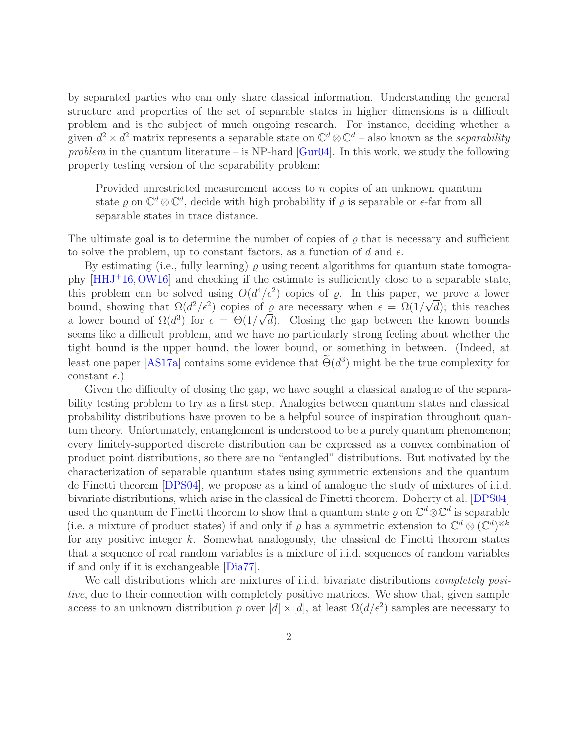by separated parties who can only share classical information. Understanding the general structure and properties of the set of separable states in higher dimensions is a difficult problem and is the subject of much ongoing research. For instance, deciding whether a given $d^2 \times d^2$ matrix represents a separable state on $\mathbb{C}^d \otimes \mathbb{C}^d$ – also known as the *separability problem* in the quantum literature – is NP-hard [Gur04]. In this work, we study the following property testing version of the separability problem:

> Provided unrestricted measurement access to $n$ copies of an unknown quantum state $\varrho$ on $\mathbb{C}^d \otimes \mathbb{C}^d$, decide with high probability if $\varrho$ is separable or $\epsilon$-far from all separable states in trace distance.

The ultimate goal is to determine the number of copies of $\varrho$ that is necessary and sufficient to solve the problem, up to constant factors, as a function of $d$ and $\epsilon$.

By estimating (i.e., fully learning) $\varrho$ using recent algorithms for quantum state tomography [HHJ+16, OW16] and checking if the estimate is sufficiently close to a separable state, this problem can be solved using $O(d^4/\epsilon^2)$ copies of $\varrho$. In this paper, we prove a lower bound, showing that $\Omega(d^2/\epsilon^2)$ copies of $\varrho$ are necessary when $\epsilon = \Omega(1/\sqrt{d})$; this reaches a lower bound of $\Omega(d^3)$ for $\epsilon = \Theta(1/\sqrt{d})$. Closing the gap between the known bounds seems like a difficult problem, and we have no particularly strong feeling about whether the tight bound is the upper bound, the lower bound, or something in between. (Indeed, at least one paper [AS17a] contains some evidence that $\widetilde{\Theta}(d^3)$ might be the true complexity for constant $\epsilon$.)

Given the difficulty of closing the gap, we have sought a classical analogue of the separability testing problem to try as a first step. Analogies between quantum states and classical probability distributions have proven to be a helpful source of inspiration throughout quantum theory. Unfortunately, entanglement is understood to be a purely quantum phenomenon; every finitely-supported discrete distribution can be expressed as a convex combination of product point distributions, so there are no "entangled" distributions. But motivated by the characterization of separable quantum states using symmetric extensions and the quantum de Finetti theorem [DPS04], we propose as a kind of analogue the study of mixtures of i.i.d. bivariate distributions, which arise in the classical de Finetti theorem. Doherty et al. [DPS04] used the quantum de Finetti theorem to show that a quantum state $\varrho$ on $\mathbb{C}^d \otimes \mathbb{C}^d$ is separable (i.e. a mixture of product states) if and only if $\varrho$ has a symmetric extension to $\mathbb{C}^d \otimes (\mathbb{C}^d)^{\otimes k}$ for any positive integer $k$. Somewhat analogously, the classical de Finetti theorem states that a sequence of real random variables is a mixture of i.i.d. sequences of random variables if and only if it is exchangeable [Dia77].

We call distributions which are mixtures of i.i.d. bivariate distributions *completely positive*, due to their connection with completely positive matrices. We show that, given sample access to an unknown distribution $p$ over $[d] \times [d]$, at least $\Omega(d/\epsilon^2)$ samples are necessary to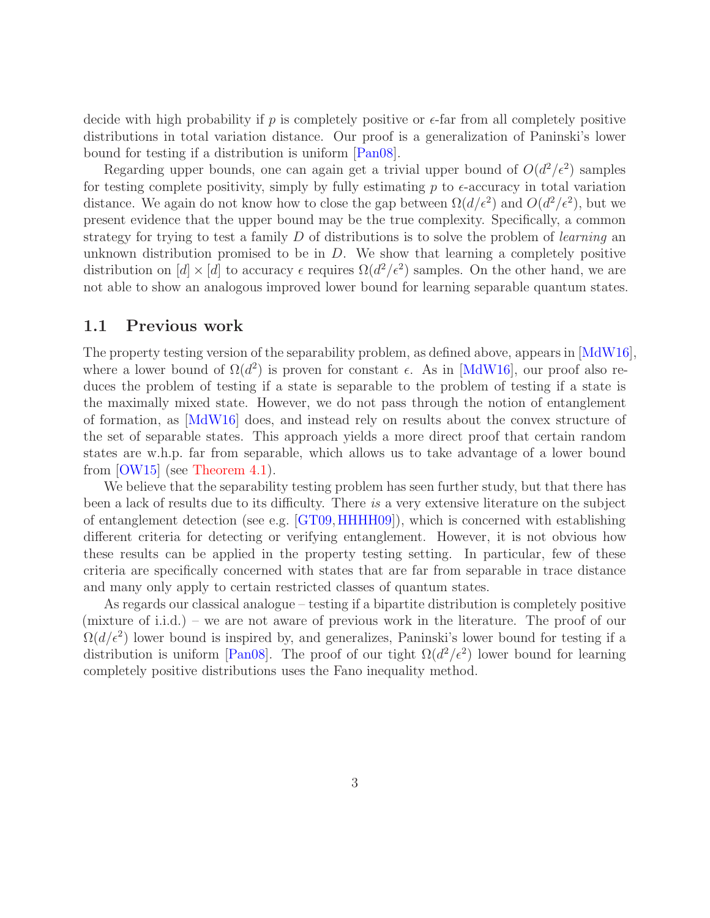decide with high probability if $p$ is completely positive or $\epsilon$-far from all completely positive distributions in total variation distance. Our proof is a generalization of Paninski's lower bound for testing if a distribution is uniform [Pan08].

Regarding upper bounds, one can again get a trivial upper bound of $O(d^2/\epsilon^2)$ samples for testing complete positivity, simply by fully estimating $p$ to $\epsilon$-accuracy in total variation distance. We again do not know how to close the gap between $\Omega(d/\epsilon^2)$ and $O(d^2/\epsilon^2)$, but we present evidence that the upper bound may be the true complexity. Specifically, a common strategy for trying to test a family $D$ of distributions is to solve the problem of *learning* an unknown distribution promised to be in $D$. We show that learning a completely positive distribution on $[d] \times [d]$ to accuracy $\epsilon$ requires $\Omega(d^2/\epsilon^2)$ samples. On the other hand, we are not able to show an analogous improved lower bound for learning separable quantum states.

## 1.1 Previous work

The property testing version of the separability problem, as defined above, appears in [MdW16], where a lower bound of $\Omega(d^2)$ is proven for constant $\epsilon$. As in [MdW16], our proof also reduces the problem of testing if a state is separable to the problem of testing if a state is the maximally mixed state. However, we do not pass through the notion of entanglement of formation, as [MdW16] does, and instead rely on results about the convex structure of the set of separable states. This approach yields a more direct proof that certain random states are w.h.p. far from separable, which allows us to take advantage of a lower bound from [OW15] (see Theorem 4.1).

We believe that the separability testing problem has seen further study, but that there has been a lack of results due to its difficulty. There *is* a very extensive literature on the subject of entanglement detection (see e.g. [GT09, HHHH09]), which is concerned with establishing different criteria for detecting or verifying entanglement. However, it is not obvious how these results can be applied in the property testing setting. In particular, few of these criteria are specifically concerned with states that are far from separable in trace distance and many only apply to certain restricted classes of quantum states.

As regards our classical analogue – testing if a bipartite distribution is completely positive (mixture of i.i.d.) – we are not aware of previous work in the literature. The proof of our $\Omega(d/\epsilon^2)$ lower bound is inspired by, and generalizes, Paninski's lower bound for testing if a distribution is uniform [Pan08]. The proof of our tight $\Omega(d^2/\epsilon^2)$ lower bound for learning completely positive distributions uses the Fano inequality method.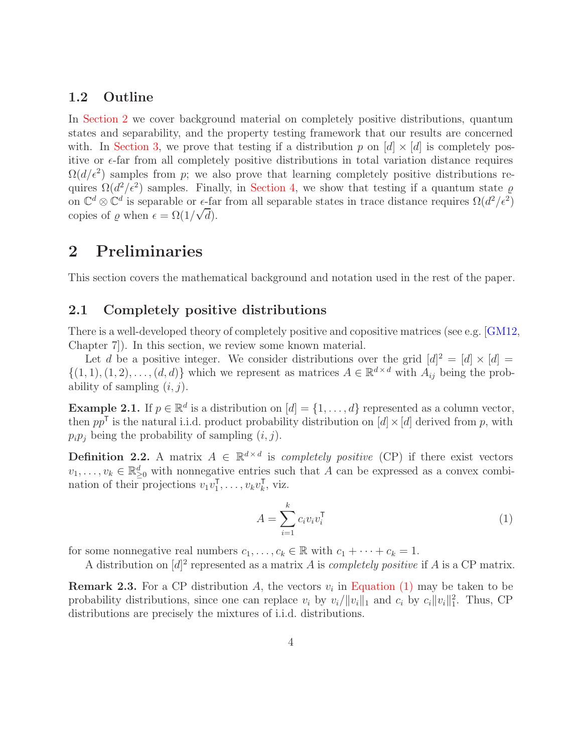### 1.2 Outline

In Section 2 we cover background material on completely positive distributions, quantum states and separability, and the property testing framework that our results are concerned with. In Section 3, we prove that testing if a distribution $p$ on $[d] \times [d]$ is completely positive or $\epsilon$-far from all completely positive distributions in total variation distance requires $\Omega(d/\epsilon^2)$ samples from $p$; we also prove that learning completely positive distributions requires $\Omega(d^2/\epsilon^2)$ samples. Finally, in Section 4, we show that testing if a quantum state $\varrho$ on $\mathbb{C}^d \otimes \mathbb{C}^d$ is separable or $\epsilon$-far from all separable states in trace distance requires $\Omega(d^2/\epsilon^2)$ copies of $\varrho$ when $\epsilon = \Omega(1/\sqrt{d})$.

# 2 Preliminaries

This section covers the mathematical background and notation used in the rest of the paper.

## 2.1 Completely positive distributions

There is a well-developed theory of completely positive and copositive matrices (see e.g. [GM12, Chapter 7]). In this section, we review some known material.

Let $d$ be a positive integer. We consider distributions over the grid $[d]^2 = [d] \times [d] = \{(1,1),(1,2),\ldots,(d,d)\}$ which we represent as matrices $A \in \mathbb{R}^{d\times d}$ with $A_{ij}$ being the probability of sampling $(i,j)$.

**Example 2.1.** If $p \in \mathbb{R}^d$ is a distribution on $[d] = \{1,\ldots,d\}$ represented as a column vector, then $pp^\intercal$ is the natural i.i.d. product probability distribution on $[d]\times[d]$ derived from $p$, with $p_i p_j$ being the probability of sampling $(i,j)$.

**Definition 2.2.** A matrix $A \in \mathbb{R}^{d\times d}$ is *completely positive* (CP) if there exist vectors $v_1,\ldots,v_k \in \mathbb{R}^d_{\geq 0}$ with nonnegative entries such that $A$ can be expressed as a convex combination of their projections $v_1v_1^\intercal,\ldots,v_kv_k^\intercal$, viz.

$$A = \sum_{i=1}^{k} c_i v_i v_i^\intercal \tag{1}$$

for some nonnegative real numbers $c_1,\ldots,c_k \in \mathbb{R}$ with $c_1 + \cdots + c_k = 1$.

A distribution on $[d]^2$ represented as a matrix $A$ is *completely positive* if $A$ is a CP matrix.

**Remark 2.3.** For a CP distribution $A$, the vectors $v_i$ in Equation (1) may be taken to be probability distributions, since one can replace $v_i$ by $v_i/\|v_i\|_1$ and $c_i$ by $c_i\|v_i\|_1^2$. Thus, CP distributions are precisely the mixtures of i.i.d. distributions.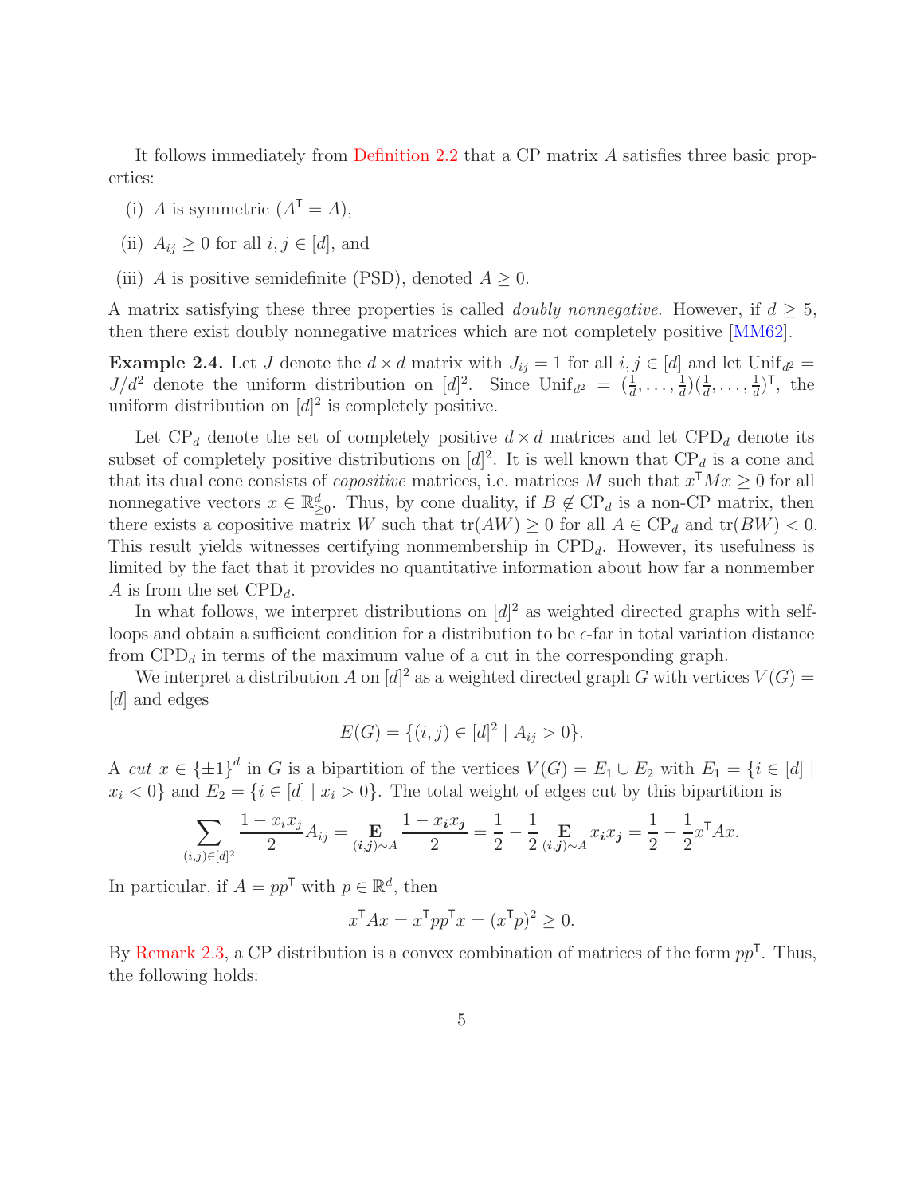It follows immediately from Definition 2.2 that a CP matrix $A$ satisfies three basic properties:

(i) $A$ is symmetric ($A^\mathsf{T} = A$),

(ii) $A_{ij} \geq 0$ for all $i, j \in [d]$, and

(iii) $A$ is positive semidefinite (PSD), denoted $A \geq 0$.

A matrix satisfying these three properties is called *doubly nonnegative*. However, if $d \geq 5$, then there exist doubly nonnegative matrices which are not completely positive [MM62].

**Example 2.4.** Let $J$ denote the $d \times d$ matrix with $J_{ij} = 1$ for all $i, j \in [d]$ and let $\mathrm{Unif}_{d^2} = J/d^2$ denote the uniform distribution on $[d]^2$. Since $\mathrm{Unif}_{d^2} = (\frac{1}{d}, \ldots, \frac{1}{d})(\frac{1}{d}, \ldots, \frac{1}{d})^\mathsf{T}$, the uniform distribution on $[d]^2$ is completely positive.

Let $\mathrm{CP}_d$ denote the set of completely positive $d \times d$ matrices and let $\mathrm{CPD}_d$ denote its subset of completely positive distributions on $[d]^2$. It is well known that $\mathrm{CP}_d$ is a cone and that its dual cone consists of *copositive* matrices, i.e. matrices $M$ such that $x^\mathsf{T} M x \geq 0$ for all nonnegative vectors $x \in \mathbb{R}^d_{\geq 0}$. Thus, by cone duality, if $B \notin \mathrm{CP}_d$ is a non-CP matrix, then there exists a copositive matrix $W$ such that $\mathrm{tr}(AW) \geq 0$ for all $A \in \mathrm{CP}_d$ and $\mathrm{tr}(BW) < 0$. This result yields witnesses certifying nonmembership in $\mathrm{CPD}_d$. However, its usefulness is limited by the fact that it provides no quantitative information about how far a nonmember $A$ is from the set $\mathrm{CPD}_d$.

In what follows, we interpret distributions on $[d]^2$ as weighted directed graphs with self-loops and obtain a sufficient condition for a distribution to be $\epsilon$-far in total variation distance from $\mathrm{CPD}_d$ in terms of the maximum value of a cut in the corresponding graph.

We interpret a distribution $A$ on $[d]^2$ as a weighted directed graph $G$ with vertices $V(G) = [d]$ and edges

$$E(G) = \{(i, j) \in [d]^2 \mid A_{ij} > 0\}.$$

A *cut* $x \in \{\pm 1\}^d$ in $G$ is a bipartition of the vertices $V(G) = E_1 \cup E_2$ with $E_1 = \{i \in [d] \mid x_i < 0\}$ and $E_2 = \{i \in [d] \mid x_i > 0\}$. The total weight of edges cut by this bipartition is

$$\sum_{(i,j) \in [d]^2} \frac{1 - x_i x_j}{2} A_{ij} = \mathop{\mathbf{E}}_{(\boldsymbol{i},\boldsymbol{j}) \sim A} \frac{1 - x_{\boldsymbol{i}} x_{\boldsymbol{j}}}{2} = \frac{1}{2} - \frac{1}{2} \mathop{\mathbf{E}}_{(\boldsymbol{i},\boldsymbol{j}) \sim A} x_{\boldsymbol{i}} x_{\boldsymbol{j}} = \frac{1}{2} - \frac{1}{2} x^\mathsf{T} A x.$$

In particular, if $A = pp^\mathsf{T}$ with $p \in \mathbb{R}^d$, then

$$x^\mathsf{T} A x = x^\mathsf{T} p p^\mathsf{T} x = (x^\mathsf{T} p)^2 \geq 0.$$

By Remark 2.3, a CP distribution is a convex combination of matrices of the form $pp^\mathsf{T}$. Thus, the following holds: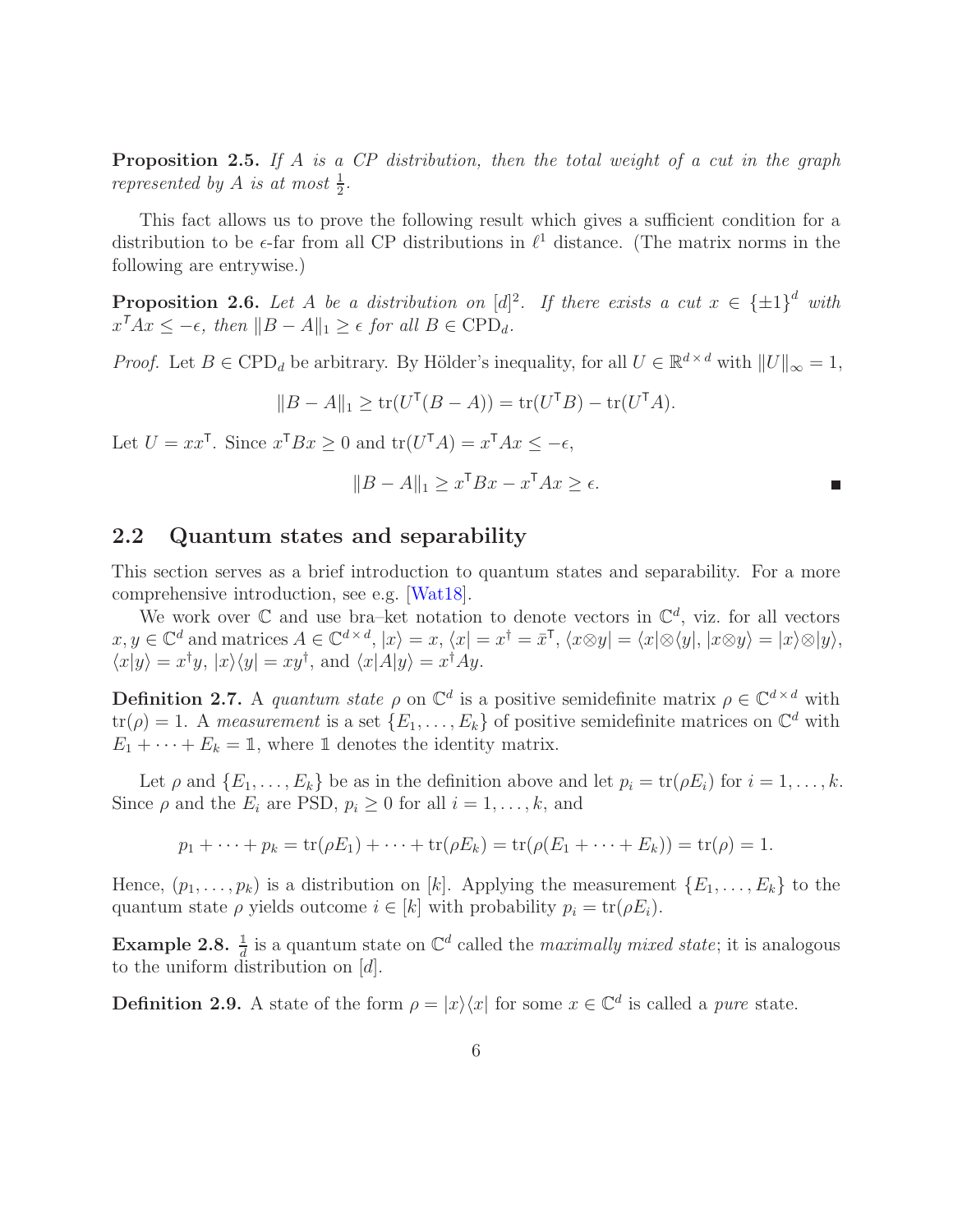**Proposition 2.5.** *If $A$ is a CP distribution, then the total weight of a cut in the graph represented by $A$ is at most $\frac{1}{2}$.*

This fact allows us to prove the following result which gives a sufficient condition for a distribution to be $\epsilon$-far from all CP distributions in $\ell^1$ distance. (The matrix norms in the following are entrywise.)

**Proposition 2.6.** *Let $A$ be a distribution on $[d]^2$. If there exists a cut $x \in \{\pm 1\}^d$ with $x^\mathsf{T} A x \leq -\epsilon$, then $\|B - A\|_1 \geq \epsilon$ for all $B \in \mathrm{CPD}_d$.*

*Proof.* Let $B \in \mathrm{CPD}_d$ be arbitrary. By Hölder's inequality, for all $U \in \mathbb{R}^{d \times d}$ with $\|U\|_\infty = 1$,

$$\|B - A\|_1 \geq \mathrm{tr}(U^\mathsf{T}(B - A)) = \mathrm{tr}(U^\mathsf{T} B) - \mathrm{tr}(U^\mathsf{T} A).$$

Let $U = xx^\mathsf{T}$. Since $x^\mathsf{T} B x \geq 0$ and $\mathrm{tr}(U^\mathsf{T} A) = x^\mathsf{T} A x \leq -\epsilon$,

$$\|B - A\|_1 \geq x^\mathsf{T} B x - x^\mathsf{T} A x \geq \epsilon.$$

■

## 2.2 Quantum states and separability

This section serves as a brief introduction to quantum states and separability. For a more comprehensive introduction, see e.g. [Wat18].

We work over $\mathbb{C}$ and use bra–ket notation to denote vectors in $\mathbb{C}^d$, viz. for all vectors $x, y \in \mathbb{C}^d$ and matrices $A \in \mathbb{C}^{d \times d}$, $|x\rangle = x$, $\langle x| = x^\dagger = \bar{x}^\mathsf{T}$, $\langle x \otimes y| = \langle x| \otimes \langle y|$, $|x \otimes y\rangle = |x\rangle \otimes |y\rangle$, $\langle x|y\rangle = x^\dagger y$, $|x\rangle\langle y| = xy^\dagger$, and $\langle x|A|y\rangle = x^\dagger A y$.

**Definition 2.7.** A *quantum state* $\rho$ on $\mathbb{C}^d$ is a positive semidefinite matrix $\rho \in \mathbb{C}^{d \times d}$ with $\mathrm{tr}(\rho) = 1$. A *measurement* is a set $\{E_1, \ldots, E_k\}$ of positive semidefinite matrices on $\mathbb{C}^d$ with $E_1 + \cdots + E_k = \mathbb{1}$, where $\mathbb{1}$ denotes the identity matrix.

Let $\rho$ and $\{E_1, \ldots, E_k\}$ be as in the definition above and let $p_i = \mathrm{tr}(\rho E_i)$ for $i = 1, \ldots, k$. Since $\rho$ and the $E_i$ are PSD, $p_i \geq 0$ for all $i = 1, \ldots, k$, and

$$p_1 + \cdots + p_k = \mathrm{tr}(\rho E_1) + \cdots + \mathrm{tr}(\rho E_k) = \mathrm{tr}(\rho(E_1 + \cdots + E_k)) = \mathrm{tr}(\rho) = 1.$$

Hence, $(p_1, \ldots, p_k)$ is a distribution on $[k]$. Applying the measurement $\{E_1, \ldots, E_k\}$ to the quantum state $\rho$ yields outcome $i \in [k]$ with probability $p_i = \mathrm{tr}(\rho E_i)$.

**Example 2.8.** $\frac{\mathbb{1}}{d}$ is a quantum state on $\mathbb{C}^d$ called the *maximally mixed state*; it is analogous to the uniform distribution on $[d]$.

**Definition 2.9.** A state of the form $\rho = |x\rangle\langle x|$ for some $x \in \mathbb{C}^d$ is called a *pure* state.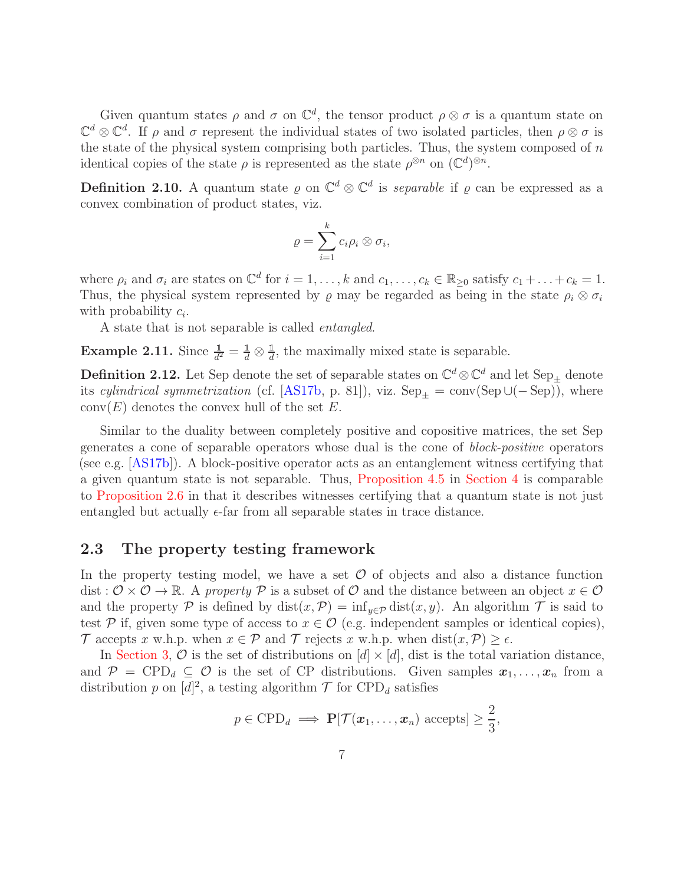Given quantum states $\rho$ and $\sigma$ on $\mathbb{C}^d$, the tensor product $\rho \otimes \sigma$ is a quantum state on $\mathbb{C}^d \otimes \mathbb{C}^d$. If $\rho$ and $\sigma$ represent the individual states of two isolated particles, then $\rho \otimes \sigma$ is the state of the physical system comprising both particles. Thus, the system composed of $n$ identical copies of the state $\rho$ is represented as the state $\rho^{\otimes n}$ on $(\mathbb{C}^d)^{\otimes n}$.

**Definition 2.10.** A quantum state $\varrho$ on $\mathbb{C}^d \otimes \mathbb{C}^d$ is *separable* if $\varrho$ can be expressed as a convex combination of product states, viz.

$$\varrho = \sum_{i=1}^{k} c_i \rho_i \otimes \sigma_i,$$

where $\rho_i$ and $\sigma_i$ are states on $\mathbb{C}^d$ for $i = 1, \ldots, k$ and $c_1, \ldots, c_k \in \mathbb{R}_{\geq 0}$ satisfy $c_1 + \ldots + c_k = 1$. Thus, the physical system represented by $\varrho$ may be regarded as being in the state $\rho_i \otimes \sigma_i$ with probability $c_i$.

A state that is not separable is called *entangled*.

**Example 2.11.** Since $\frac{\mathbb{1}}{d^2} = \frac{\mathbb{1}}{d} \otimes \frac{\mathbb{1}}{d}$, the maximally mixed state is separable.

**Definition 2.12.** Let Sep denote the set of separable states on $\mathbb{C}^d \otimes \mathbb{C}^d$ and let $\mathrm{Sep}_{\pm}$ denote its *cylindrical symmetrization* (cf. [AS17b, p. 81]), viz. $\mathrm{Sep}_{\pm} = \mathrm{conv}(\mathrm{Sep} \cup (-\mathrm{Sep}))$, where $\mathrm{conv}(E)$ denotes the convex hull of the set $E$.

Similar to the duality between completely positive and copositive matrices, the set Sep generates a cone of separable operators whose dual is the cone of *block-positive* operators (see e.g. [AS17b]). A block-positive operator acts as an entanglement witness certifying that a given quantum state is not separable. Thus, Proposition 4.5 in Section 4 is comparable to Proposition 2.6 in that it describes witnesses certifying that a quantum state is not just entangled but actually $\epsilon$-far from all separable states in trace distance.

### 2.3 The property testing framework

In the property testing model, we have a set $\mathcal{O}$ of objects and also a distance function $\mathrm{dist} : \mathcal{O} \times \mathcal{O} \to \mathbb{R}$. A *property* $\mathcal{P}$ is a subset of $\mathcal{O}$ and the distance between an object $x \in \mathcal{O}$ and the property $\mathcal{P}$ is defined by $\mathrm{dist}(x, \mathcal{P}) = \inf_{y \in \mathcal{P}} \mathrm{dist}(x, y)$. An algorithm $\mathcal{T}$ is said to test $\mathcal{P}$ if, given some type of access to $x \in \mathcal{O}$ (e.g. independent samples or identical copies), $\mathcal{T}$ accepts $x$ w.h.p. when $x \in \mathcal{P}$ and $\mathcal{T}$ rejects $x$ w.h.p. when $\mathrm{dist}(x, \mathcal{P}) \geq \epsilon$.

In Section 3, $\mathcal{O}$ is the set of distributions on $[d] \times [d]$, dist is the total variation distance, and $\mathcal{P} = \mathrm{CPD}_d \subseteq \mathcal{O}$ is the set of CP distributions. Given samples $\boldsymbol{x}_1, \ldots, \boldsymbol{x}_n$ from a distribution $p$ on $[d]^2$, a testing algorithm $\mathcal{T}$ for $\mathrm{CPD}_d$ satisfies

$$p \in \mathrm{CPD}_d \implies \mathbf{P}[\mathcal{T}(\boldsymbol{x}_1, \ldots, \boldsymbol{x}_n) \text{ accepts}] \geq \frac{2}{3},$$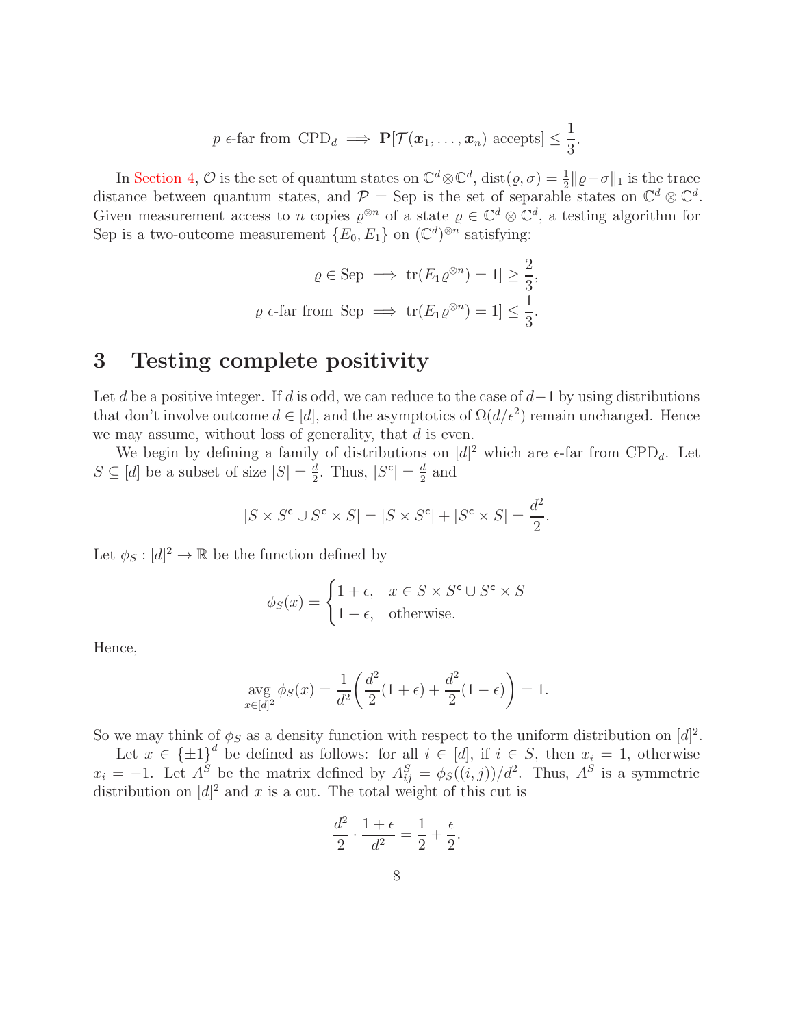$$p \ \epsilon\text{-far from } \mathrm{CPD}_d \implies \mathbf{P}[\mathcal{T}(\boldsymbol{x}_1, \dots, \boldsymbol{x}_n) \text{ accepts}] \leq \frac{1}{3}.$$

In Section 4, $\mathcal{O}$ is the set of quantum states on $\mathbb{C}^d \otimes \mathbb{C}^d$, $\mathrm{dist}(\varrho, \sigma) = \frac{1}{2}\|\varrho - \sigma\|_1$ is the trace distance between quantum states, and $\mathcal{P} = \mathrm{Sep}$ is the set of separable states on $\mathbb{C}^d \otimes \mathbb{C}^d$. Given measurement access to $n$ copies $\varrho^{\otimes n}$ of a state $\varrho \in \mathbb{C}^d \otimes \mathbb{C}^d$, a testing algorithm for Sep is a two-outcome measurement $\{E_0, E_1\}$ on $(\mathbb{C}^d)^{\otimes n}$ satisfying:

$$\varrho \in \mathrm{Sep} \implies \mathrm{tr}(E_1 \varrho^{\otimes n}) = 1] \geq \frac{2}{3},$$

$$\varrho \ \epsilon\text{-far from } \mathrm{Sep} \implies \mathrm{tr}(E_1 \varrho^{\otimes n}) = 1] \leq \frac{1}{3}.$$

# 3 Testing complete positivity

Let $d$ be a positive integer. If $d$ is odd, we can reduce to the case of $d-1$ by using distributions that don't involve outcome $d \in [d]$, and the asymptotics of $\Omega(d/\epsilon^2)$ remain unchanged. Hence we may assume, without loss of generality, that $d$ is even.

We begin by defining a family of distributions on $[d]^2$ which are $\epsilon$-far from $\mathrm{CPD}_d$. Let $S \subseteq [d]$ be a subset of size $|S| = \frac{d}{2}$. Thus, $|S^{\mathsf{c}}| = \frac{d}{2}$ and

$$|S \times S^{\mathsf{c}} \cup S^{\mathsf{c}} \times S| = |S \times S^{\mathsf{c}}| + |S^{\mathsf{c}} \times S| = \frac{d^2}{2}.$$

Let $\phi_S : [d]^2 \to \mathbb{R}$ be the function defined by

$$\phi_S(x) = \begin{cases} 1 + \epsilon, & x \in S \times S^{\mathsf{c}} \cup S^{\mathsf{c}} \times S \\ 1 - \epsilon, & \text{otherwise.} \end{cases}$$

Hence,

$$\operatorname*{avg}_{x \in [d]^2} \phi_S(x) = \frac{1}{d^2}\left(\frac{d^2}{2}(1+\epsilon) + \frac{d^2}{2}(1-\epsilon)\right) = 1.$$

So we may think of $\phi_S$ as a density function with respect to the uniform distribution on $[d]^2$.

Let $x \in \{\pm 1\}^d$ be defined as follows: for all $i \in [d]$, if $i \in S$, then $x_i = 1$, otherwise $x_i = -1$. Let $A^S$ be the matrix defined by $A^S_{ij} = \phi_S((i,j))/d^2$. Thus, $A^S$ is a symmetric distribution on $[d]^2$ and $x$ is a cut. The total weight of this cut is

$$\frac{d^2}{2} \cdot \frac{1+\epsilon}{d^2} = \frac{1}{2} + \frac{\epsilon}{2}.$$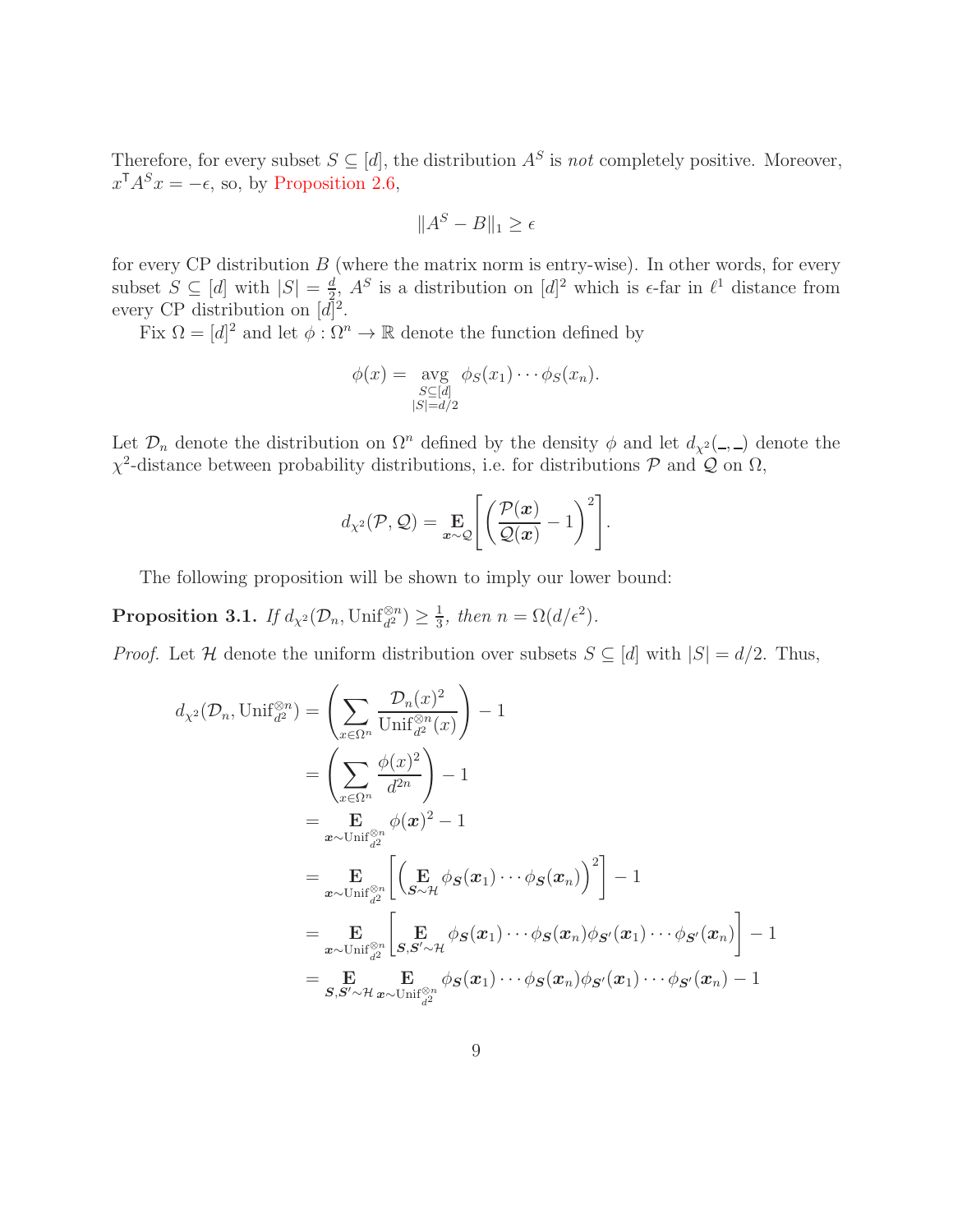Therefore, for every subset $S \subseteq [d]$, the distribution $A^S$ is *not* completely positive. Moreover, $x^\mathsf{T} A^S x = -\epsilon$, so, by Proposition 2.6,

$$\|A^S - B\|_1 \geq \epsilon$$

for every CP distribution $B$ (where the matrix norm is entry-wise). In other words, for every subset $S \subseteq [d]$ with $|S| = \frac{d}{2}$, $A^S$ is a distribution on $[d]^2$ which is $\epsilon$-far in $\ell^1$ distance from every CP distribution on $[d]^2$.

Fix $\Omega = [d]^2$ and let $\phi : \Omega^n \to \mathbb{R}$ denote the function defined by

$$\phi(x) = \operatorname*{avg}_{\substack{S \subseteq [d] \\ |S| = d/2}} \phi_S(x_1) \cdots \phi_S(x_n).$$

Let $\mathcal{D}_n$ denote the distribution on $\Omega^n$ defined by the density $\phi$ and let $d_{\chi^2}(\_,\_)$ denote the $\chi^2$-distance between probability distributions, i.e. for distributions $\mathcal{P}$ and $\mathcal{Q}$ on $\Omega$,

$$d_{\chi^2}(\mathcal{P}, \mathcal{Q}) = \mathop{\mathbf{E}}_{\boldsymbol{x} \sim \mathcal{Q}} \left[ \left( \frac{\mathcal{P}(\boldsymbol{x})}{\mathcal{Q}(\boldsymbol{x})} - 1 \right)^2 \right].$$

The following proposition will be shown to imply our lower bound:

**Proposition 3.1.** *If $d_{\chi^2}(\mathcal{D}_n, \mathrm{Unif}_{d^2}^{\otimes n}) \geq \frac{1}{3}$, then $n = \Omega(d/\epsilon^2)$.*

*Proof.* Let $\mathcal{H}$ denote the uniform distribution over subsets $S \subseteq [d]$ with $|S| = d/2$. Thus,

$$\begin{aligned}
d_{\chi^2}(\mathcal{D}_n, \mathrm{Unif}_{d^2}^{\otimes n}) &= \left( \sum_{x \in \Omega^n} \frac{\mathcal{D}_n(x)^2}{\mathrm{Unif}_{d^2}^{\otimes n}(x)} \right) - 1 \\
&= \left( \sum_{x \in \Omega^n} \frac{\phi(x)^2}{d^{2n}} \right) - 1 \\
&= \mathop{\mathbf{E}}_{\boldsymbol{x} \sim \mathrm{Unif}_{d^2}^{\otimes n}} \phi(\boldsymbol{x})^2 - 1 \\
&= \mathop{\mathbf{E}}_{\boldsymbol{x} \sim \mathrm{Unif}_{d^2}^{\otimes n}} \left[ \left( \mathop{\mathbf{E}}_{\boldsymbol{S} \sim \mathcal{H}} \phi_{\boldsymbol{S}}(\boldsymbol{x}_1) \cdots \phi_{\boldsymbol{S}}(\boldsymbol{x}_n) \right)^2 \right] - 1 \\
&= \mathop{\mathbf{E}}_{\boldsymbol{x} \sim \mathrm{Unif}_{d^2}^{\otimes n}} \left[ \mathop{\mathbf{E}}_{\boldsymbol{S}, \boldsymbol{S}' \sim \mathcal{H}} \phi_{\boldsymbol{S}}(\boldsymbol{x}_1) \cdots \phi_{\boldsymbol{S}}(\boldsymbol{x}_n) \phi_{\boldsymbol{S}'}(\boldsymbol{x}_1) \cdots \phi_{\boldsymbol{S}'}(\boldsymbol{x}_n) \right] - 1 \\
&= \mathop{\mathbf{E}}_{\boldsymbol{S}, \boldsymbol{S}' \sim \mathcal{H}} \mathop{\mathbf{E}}_{\boldsymbol{x} \sim \mathrm{Unif}_{d^2}^{\otimes n}} \phi_{\boldsymbol{S}}(\boldsymbol{x}_1) \cdots \phi_{\boldsymbol{S}}(\boldsymbol{x}_n) \phi_{\boldsymbol{S}'}(\boldsymbol{x}_1) \cdots \phi_{\boldsymbol{S}'}(\boldsymbol{x}_n) - 1
\end{aligned}$$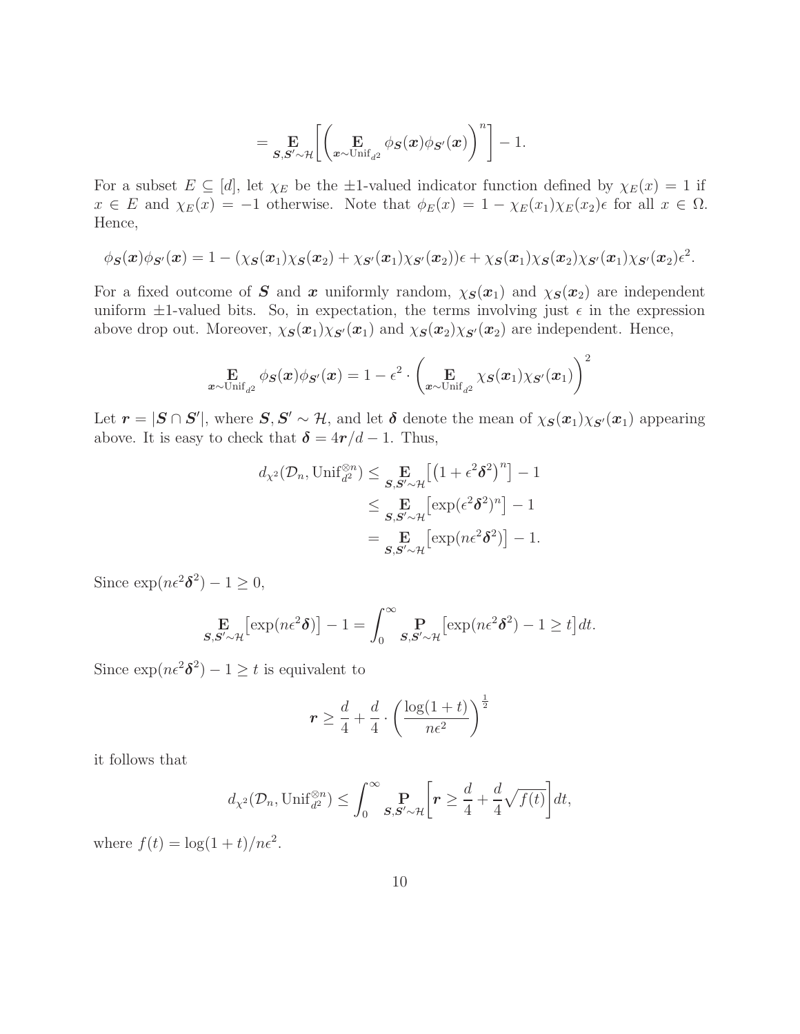$$= \mathop{\mathbf{E}}_{\boldsymbol{S},\boldsymbol{S}'\sim\mathcal{H}}\left[\left(\mathop{\mathbf{E}}_{\boldsymbol{x}\sim\mathrm{Unif}_{d^2}} \phi_{\boldsymbol{S}}(\boldsymbol{x})\phi_{\boldsymbol{S}'}(\boldsymbol{x})\right)^n\right] - 1.$$

For a subset $E \subseteq [d]$, let $\chi_E$ be the $\pm 1$-valued indicator function defined by $\chi_E(x) = 1$ if $x \in E$ and $\chi_E(x) = -1$ otherwise. Note that $\phi_E(x) = 1 - \chi_E(x_1)\chi_E(x_2)\epsilon$ for all $x \in \Omega$. Hence,

$$\phi_{\boldsymbol{S}}(\boldsymbol{x})\phi_{\boldsymbol{S}'}(\boldsymbol{x}) = 1 - (\chi_{\boldsymbol{S}}(\boldsymbol{x}_1)\chi_{\boldsymbol{S}}(\boldsymbol{x}_2) + \chi_{\boldsymbol{S}'}(\boldsymbol{x}_1)\chi_{\boldsymbol{S}'}(\boldsymbol{x}_2))\epsilon + \chi_{\boldsymbol{S}}(\boldsymbol{x}_1)\chi_{\boldsymbol{S}}(\boldsymbol{x}_2)\chi_{\boldsymbol{S}'}(\boldsymbol{x}_1)\chi_{\boldsymbol{S}'}(\boldsymbol{x}_2)\epsilon^2.$$

For a fixed outcome of $\boldsymbol{S}$ and $\boldsymbol{x}$ uniformly random, $\chi_{\boldsymbol{S}}(\boldsymbol{x}_1)$ and $\chi_{\boldsymbol{S}}(\boldsymbol{x}_2)$ are independent uniform $\pm 1$-valued bits. So, in expectation, the terms involving just $\epsilon$ in the expression above drop out. Moreover, $\chi_{\boldsymbol{S}}(\boldsymbol{x}_1)\chi_{\boldsymbol{S}'}(\boldsymbol{x}_1)$ and $\chi_{\boldsymbol{S}}(\boldsymbol{x}_2)\chi_{\boldsymbol{S}'}(\boldsymbol{x}_2)$ are independent. Hence,

$$\mathop{\mathbf{E}}_{\boldsymbol{x}\sim\mathrm{Unif}_{d^2}} \phi_{\boldsymbol{S}}(\boldsymbol{x})\phi_{\boldsymbol{S}'}(\boldsymbol{x}) = 1 - \epsilon^2 \cdot \left(\mathop{\mathbf{E}}_{\boldsymbol{x}\sim\mathrm{Unif}_{d^2}} \chi_{\boldsymbol{S}}(\boldsymbol{x}_1)\chi_{\boldsymbol{S}'}(\boldsymbol{x}_1)\right)^2$$

Let $\boldsymbol{r} = |\boldsymbol{S} \cap \boldsymbol{S}'|$, where $\boldsymbol{S}, \boldsymbol{S}' \sim \mathcal{H}$, and let $\boldsymbol{\delta}$ denote the mean of $\chi_{\boldsymbol{S}}(\boldsymbol{x}_1)\chi_{\boldsymbol{S}'}(\boldsymbol{x}_1)$ appearing above. It is easy to check that $\boldsymbol{\delta} = 4\boldsymbol{r}/d - 1$. Thus,

$$\begin{aligned}
d_{\chi^2}(\mathcal{D}_n, \mathrm{Unif}_{d^2}^{\otimes n}) &\leq \mathop{\mathbf{E}}_{\boldsymbol{S},\boldsymbol{S}'\sim\mathcal{H}}\left[\left(1 + \epsilon^2\boldsymbol{\delta}^2\right)^n\right] - 1 \\
&\leq \mathop{\mathbf{E}}_{\boldsymbol{S},\boldsymbol{S}'\sim\mathcal{H}}\left[\exp(\epsilon^2\boldsymbol{\delta}^2)^n\right] - 1 \\
&= \mathop{\mathbf{E}}_{\boldsymbol{S},\boldsymbol{S}'\sim\mathcal{H}}\left[\exp(n\epsilon^2\boldsymbol{\delta}^2)\right] - 1.
\end{aligned}$$

Since $\exp(n\epsilon^2\boldsymbol{\delta}^2) - 1 \geq 0$,

$$\mathop{\mathbf{E}}_{\boldsymbol{S},\boldsymbol{S}'\sim\mathcal{H}}\left[\exp(n\epsilon^2\boldsymbol{\delta})\right] - 1 = \int_0^\infty \mathop{\mathbf{P}}_{\boldsymbol{S},\boldsymbol{S}'\sim\mathcal{H}}\left[\exp(n\epsilon^2\boldsymbol{\delta}^2) - 1 \geq t\right] dt.$$

Since $\exp(n\epsilon^2\boldsymbol{\delta}^2) - 1 \geq t$ is equivalent to

$$\boldsymbol{r} \geq \frac{d}{4} + \frac{d}{4} \cdot \left(\frac{\log(1+t)}{n\epsilon^2}\right)^{\frac{1}{2}}$$

it follows that

$$d_{\chi^2}(\mathcal{D}_n, \mathrm{Unif}_{d^2}^{\otimes n}) \leq \int_0^\infty \mathop{\mathbf{P}}_{\boldsymbol{S},\boldsymbol{S}'\sim\mathcal{H}}\left[\boldsymbol{r} \geq \frac{d}{4} + \frac{d}{4}\sqrt{f(t)}\right] dt,$$

where $f(t) = \log(1+t)/n\epsilon^2$.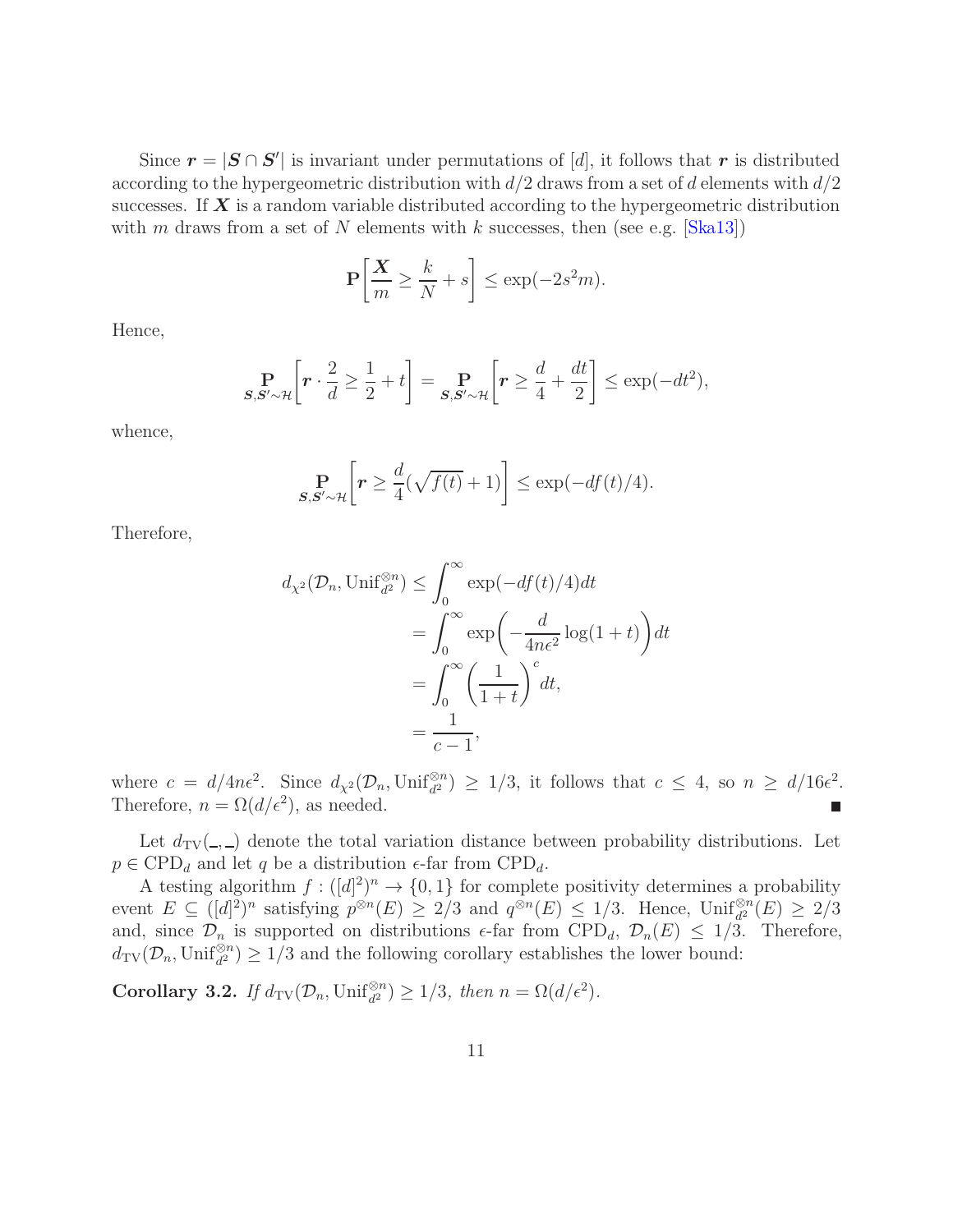Since $\boldsymbol{r} = |\boldsymbol{S} \cap \boldsymbol{S}'|$ is invariant under permutations of $[d]$, it follows that $\boldsymbol{r}$ is distributed according to the hypergeometric distribution with $d/2$ draws from a set of $d$ elements with $d/2$ successes. If $\boldsymbol{X}$ is a random variable distributed according to the hypergeometric distribution with $m$ draws from a set of $N$ elements with $k$ successes, then (see e.g. [Ska13])

$$\mathbf{P}\left[\frac{\boldsymbol{X}}{m} \geq \frac{k}{N} + s\right] \leq \exp(-2s^2 m).$$

Hence,

$$\mathop{\mathbf{P}}_{\boldsymbol{S},\boldsymbol{S}' \sim \mathcal{H}}\left[\boldsymbol{r} \cdot \frac{2}{d} \geq \frac{1}{2} + t\right] = \mathop{\mathbf{P}}_{\boldsymbol{S},\boldsymbol{S}' \sim \mathcal{H}}\left[\boldsymbol{r} \geq \frac{d}{4} + \frac{dt}{2}\right] \leq \exp(-dt^2),$$

whence,

$$\mathop{\mathbf{P}}_{\boldsymbol{S},\boldsymbol{S}' \sim \mathcal{H}}\left[\boldsymbol{r} \geq \frac{d}{4}(\sqrt{f(t)} + 1)\right] \leq \exp(-df(t)/4).$$

Therefore,

$$\begin{aligned}
d_{\chi^2}(\mathcal{D}_n, \mathrm{Unif}_{d^2}^{\otimes n}) &\leq \int_0^\infty \exp(-df(t)/4)dt \\
&= \int_0^\infty \exp\left(-\frac{d}{4n\epsilon^2}\log(1+t)\right)dt \\
&= \int_0^\infty \left(\frac{1}{1+t}\right)^c dt, \\
&= \frac{1}{c-1},
\end{aligned}$$

where $c = d/4n\epsilon^2$. Since $d_{\chi^2}(\mathcal{D}_n, \mathrm{Unif}_{d^2}^{\otimes n}) \geq 1/3$, it follows that $c \leq 4$, so $n \geq d/16\epsilon^2$. Therefore, $n = \Omega(d/\epsilon^2)$, as needed. ∎

Let $d_{\mathrm{TV}}(\_,\_)$ denote the total variation distance between probability distributions. Let $p \in \mathrm{CPD}_d$ and let $q$ be a distribution $\epsilon$-far from $\mathrm{CPD}_d$.

A testing algorithm $f : ([d]^2)^n \to \{0,1\}$ for complete positivity determines a probability event $E \subseteq ([d]^2)^n$ satisfying $p^{\otimes n}(E) \geq 2/3$ and $q^{\otimes n}(E) \leq 1/3$. Hence, $\mathrm{Unif}_{d^2}^{\otimes n}(E) \geq 2/3$ and, since $\mathcal{D}_n$ is supported on distributions $\epsilon$-far from $\mathrm{CPD}_d$, $\mathcal{D}_n(E) \leq 1/3$. Therefore, $d_{\mathrm{TV}}(\mathcal{D}_n, \mathrm{Unif}_{d^2}^{\otimes n}) \geq 1/3$ and the following corollary establishes the lower bound:

**Corollary 3.2.** *If $d_{\mathrm{TV}}(\mathcal{D}_n, \mathrm{Unif}_{d^2}^{\otimes n}) \geq 1/3$, then $n = \Omega(d/\epsilon^2)$.*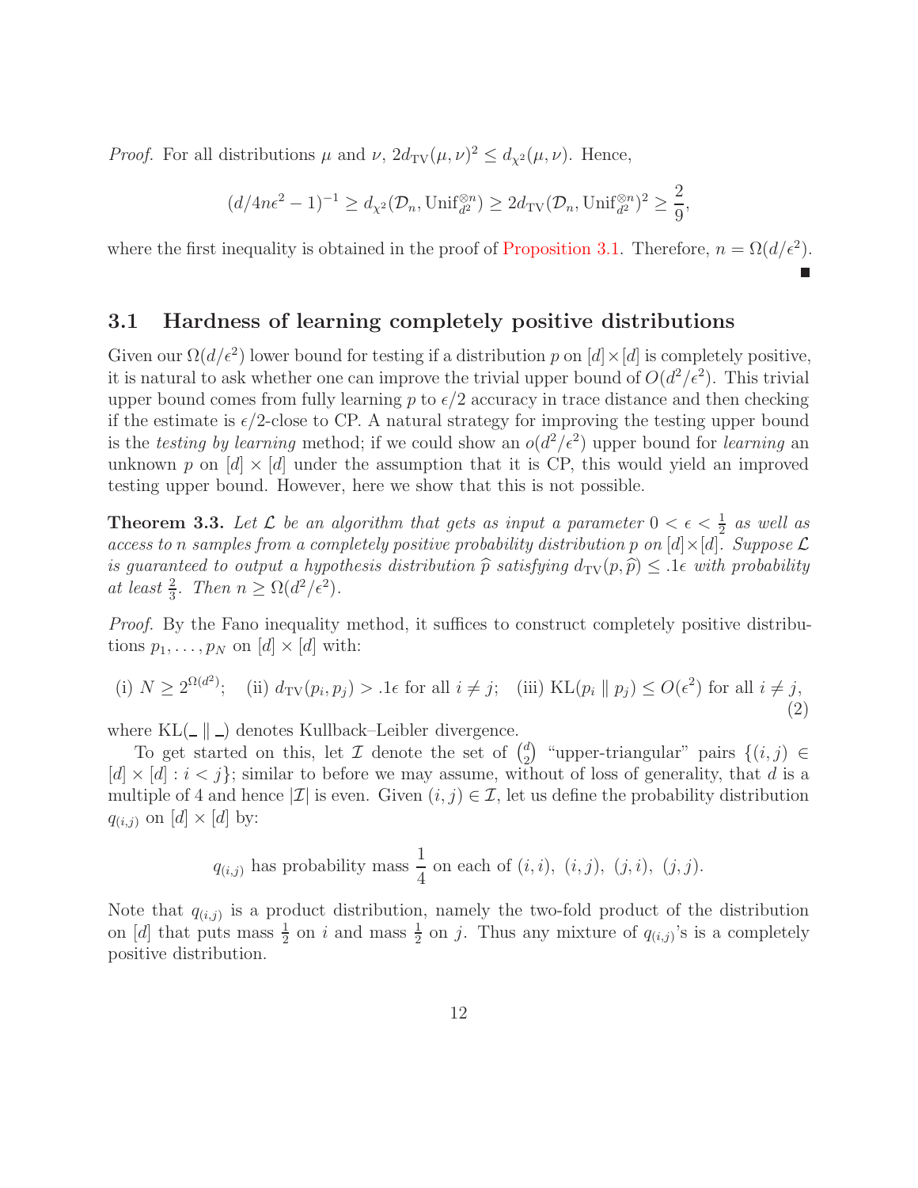*Proof.* For all distributions $\mu$ and $\nu$, $2d_{\mathrm{TV}}(\mu,\nu)^2 \le d_{\chi^2}(\mu,\nu)$. Hence,

$$(d/4n\epsilon^2 - 1)^{-1} \ge d_{\chi^2}(\mathcal{D}_n, \mathrm{Unif}_{d^2}^{\otimes n}) \ge 2d_{\mathrm{TV}}(\mathcal{D}_n, \mathrm{Unif}_{d^2}^{\otimes n})^2 \ge \frac{2}{9},$$

where the first inequality is obtained in the proof of Proposition 3.1. Therefore, $n = \Omega(d/\epsilon^2)$. ∎

## 3.1 Hardness of learning completely positive distributions

Given our $\Omega(d/\epsilon^2)$ lower bound for testing if a distribution $p$ on $[d]\times[d]$ is completely positive, it is natural to ask whether one can improve the trivial upper bound of $O(d^2/\epsilon^2)$. This trivial upper bound comes from fully learning $p$ to $\epsilon/2$ accuracy in trace distance and then checking if the estimate is $\epsilon/2$-close to CP. A natural strategy for improving the testing upper bound is the *testing by learning* method; if we could show an $o(d^2/\epsilon^2)$ upper bound for *learning* an unknown $p$ on $[d]\times[d]$ under the assumption that it is CP, this would yield an improved testing upper bound. However, here we show that this is not possible.

**Theorem 3.3.** *Let $\mathcal{L}$ be an algorithm that gets as input a parameter $0 < \epsilon < \frac{1}{2}$ as well as access to $n$ samples from a completely positive probability distribution $p$ on $[d]\times[d]$. Suppose $\mathcal{L}$ is guaranteed to output a hypothesis distribution $\widehat{p}$ satisfying $d_{\mathrm{TV}}(p,\widehat{p}) \le .1\epsilon$ with probability at least $\frac{2}{3}$. Then $n \ge \Omega(d^2/\epsilon^2)$.*

*Proof.* By the Fano inequality method, it suffices to construct completely positive distributions $p_1,\dots,p_N$ on $[d]\times[d]$ with:

$$\text{(i) } N \ge 2^{\Omega(d^2)}; \quad \text{(ii) } d_{\mathrm{TV}}(p_i,p_j) > .1\epsilon \text{ for all } i \ne j; \quad \text{(iii) } \mathrm{KL}(p_i \,\|\, p_j) \le O(\epsilon^2) \text{ for all } i \ne j, \tag{2}$$

where $\mathrm{KL}(\_ \,\|\, \_)$ denotes Kullback–Leibler divergence.

To get started on this, let $\mathcal{I}$ denote the set of $\binom{d}{2}$ "upper-triangular" pairs $\{(i,j) \in [d]\times[d] : i < j\}$; similar to before we may assume, without of loss of generality, that $d$ is a multiple of 4 and hence $|\mathcal{I}|$ is even. Given $(i,j) \in \mathcal{I}$, let us define the probability distribution $q_{(i,j)}$ on $[d]\times[d]$ by:

$$q_{(i,j)} \text{ has probability mass } \frac{1}{4} \text{ on each of } (i,i),\ (i,j),\ (j,i),\ (j,j).$$

Note that $q_{(i,j)}$ is a product distribution, namely the two-fold product of the distribution on $[d]$ that puts mass $\frac{1}{2}$ on $i$ and mass $\frac{1}{2}$ on $j$. Thus any mixture of $q_{(i,j)}$'s is a completely positive distribution.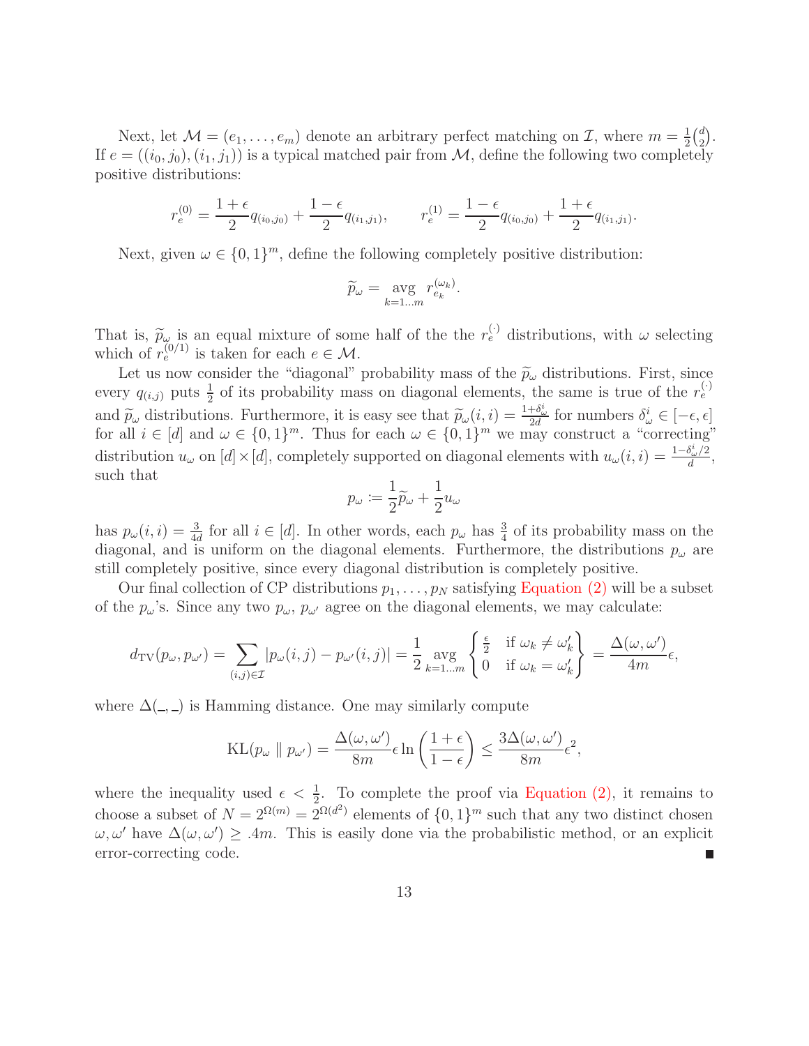Next, let $\mathcal{M} = (e_1, \ldots, e_m)$ denote an arbitrary perfect matching on $\mathcal{I}$, where $m = \frac{1}{2}\binom{d}{2}$. If $e = ((i_0, j_0), (i_1, j_1))$ is a typical matched pair from $\mathcal{M}$, define the following two completely positive distributions:

$$r_e^{(0)} = \frac{1+\epsilon}{2} q_{(i_0,j_0)} + \frac{1-\epsilon}{2} q_{(i_1,j_1)}, \qquad r_e^{(1)} = \frac{1-\epsilon}{2} q_{(i_0,j_0)} + \frac{1+\epsilon}{2} q_{(i_1,j_1)}.$$

Next, given $\omega \in \{0,1\}^m$, define the following completely positive distribution:

$$\widetilde{p}_\omega = \operatorname*{avg}_{k=1\ldots m} r_{e_k}^{(\omega_k)}.$$

That is, $\widetilde{p}_\omega$ is an equal mixture of some half of the the $r_e^{(\cdot)}$ distributions, with $\omega$ selecting which of $r_e^{(0/1)}$ is taken for each $e \in \mathcal{M}$.

Let us now consider the "diagonal" probability mass of the $\widetilde{p}_\omega$ distributions. First, since every $q_{(i,j)}$ puts $\frac{1}{2}$ of its probability mass on diagonal elements, the same is true of the $r_e^{(\cdot)}$ and $\widetilde{p}_\omega$ distributions. Furthermore, it is easy see that $\widetilde{p}_\omega(i,i) = \frac{1+\delta_\omega^i}{2d}$ for numbers $\delta_\omega^i \in [-\epsilon, \epsilon]$ for all $i \in [d]$ and $\omega \in \{0,1\}^m$. Thus for each $\omega \in \{0,1\}^m$ we may construct a "correcting" distribution $u_\omega$ on $[d] \times [d]$, completely supported on diagonal elements with $u_\omega(i,i) = \frac{1-\delta_\omega^i/2}{d}$, such that

$$p_\omega := \frac{1}{2}\widetilde{p}_\omega + \frac{1}{2} u_\omega$$

has $p_\omega(i,i) = \frac{3}{4d}$ for all $i \in [d]$. In other words, each $p_\omega$ has $\frac{3}{4}$ of its probability mass on the diagonal, and is uniform on the diagonal elements. Furthermore, the distributions $p_\omega$ are still completely positive, since every diagonal distribution is completely positive.

Our final collection of CP distributions $p_1, \ldots, p_N$ satisfying Equation (2) will be a subset of the $p_\omega$'s. Since any two $p_\omega$, $p_{\omega'}$ agree on the diagonal elements, we may calculate:

$$d_{\mathrm{TV}}(p_\omega, p_{\omega'}) = \sum_{(i,j) \in \mathcal{I}} |p_\omega(i,j) - p_{\omega'}(i,j)| = \frac{1}{2} \operatorname*{avg}_{k=1\ldots m} \begin{Bmatrix} \frac{\epsilon}{2} & \text{if } \omega_k \neq \omega'_k \\ 0 & \text{if } \omega_k = \omega'_k \end{Bmatrix} = \frac{\Delta(\omega, \omega')}{4m}\epsilon,$$

where $\Delta(\_,\_)$ is Hamming distance. One may similarly compute

$$\mathrm{KL}(p_\omega \parallel p_{\omega'}) = \frac{\Delta(\omega, \omega')}{8m} \epsilon \ln\left(\frac{1+\epsilon}{1-\epsilon}\right) \leq \frac{3\Delta(\omega, \omega')}{8m}\epsilon^2,$$

where the inequality used $\epsilon < \frac{1}{2}$. To complete the proof via Equation (2), it remains to choose a subset of $N = 2^{\Omega(m)} = 2^{\Omega(d^2)}$ elements of $\{0,1\}^m$ such that any two distinct chosen $\omega, \omega'$ have $\Delta(\omega, \omega') \geq .4m$. This is easily done via the probabilistic method, or an explicit error-correcting code. ∎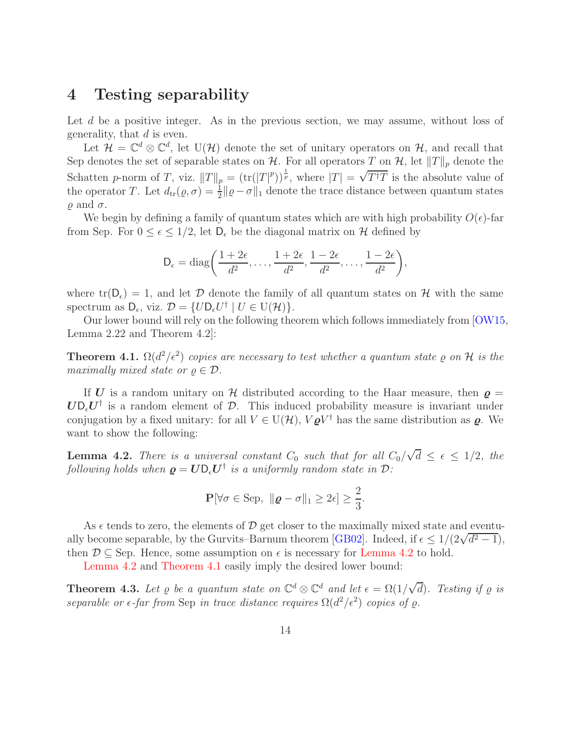# 4 Testing separability

Let $d$ be a positive integer. As in the previous section, we may assume, without loss of generality, that $d$ is even.

Let $\mathcal{H} = \mathbb{C}^d \otimes \mathbb{C}^d$, let $\mathrm{U}(\mathcal{H})$ denote the set of unitary operators on $\mathcal{H}$, and recall that Sep denotes the set of separable states on $\mathcal{H}$. For all operators $T$ on $\mathcal{H}$, let $\|T\|_p$ denote the Schatten $p$-norm of $T$, viz. $\|T\|_p = (\mathrm{tr}(|T|^p))^{\frac{1}{p}}$, where $|T| = \sqrt{T^\dagger T}$ is the absolute value of the operator $T$. Let $d_{\mathrm{tr}}(\varrho, \sigma) = \frac{1}{2}\|\varrho - \sigma\|_1$ denote the trace distance between quantum states $\varrho$ and $\sigma$.

We begin by defining a family of quantum states which are with high probability $O(\epsilon)$-far from Sep. For $0 \le \epsilon \le 1/2$, let $\mathsf{D}_\epsilon$ be the diagonal matrix on $\mathcal{H}$ defined by

$$\mathsf{D}_\epsilon = \mathrm{diag}\left(\frac{1+2\epsilon}{d^2}, \ldots, \frac{1+2\epsilon}{d^2}, \frac{1-2\epsilon}{d^2}, \ldots, \frac{1-2\epsilon}{d^2}\right),$$

where $\mathrm{tr}(\mathsf{D}_\epsilon) = 1$, and let $\mathcal{D}$ denote the family of all quantum states on $\mathcal{H}$ with the same spectrum as $\mathsf{D}_\epsilon$, viz. $\mathcal{D} = \{U \mathsf{D}_\epsilon U^\dagger \mid U \in \mathrm{U}(\mathcal{H})\}$.

Our lower bound will rely on the following theorem which follows immediately from [OW15, Lemma 2.22 and Theorem 4.2]:

**Theorem 4.1.** *$\Omega(d^2/\epsilon^2)$ copies are necessary to test whether a quantum state $\varrho$ on $\mathcal{H}$ is the maximally mixed state or $\varrho \in \mathcal{D}$.*

If $\boldsymbol{U}$ is a random unitary on $\mathcal{H}$ distributed according to the Haar measure, then $\boldsymbol{\varrho} = \boldsymbol{U} \mathsf{D}_\epsilon \boldsymbol{U}^\dagger$ is a random element of $\mathcal{D}$. This induced probability measure is invariant under conjugation by a fixed unitary: for all $V \in \mathrm{U}(\mathcal{H})$, $V \boldsymbol{\varrho} V^\dagger$ has the same distribution as $\boldsymbol{\varrho}$. We want to show the following:

**Lemma 4.2.** *There is a universal constant $C_0$ such that for all $C_0/\sqrt{d} \le \epsilon \le 1/2$, the following holds when $\boldsymbol{\varrho} = \boldsymbol{U} \mathsf{D}_\epsilon \boldsymbol{U}^\dagger$ is a uniformly random state in $\mathcal{D}$:*

$$\mathbf{P}[\forall \sigma \in \mathrm{Sep},\ \|\boldsymbol{\varrho} - \sigma\|_1 \ge 2\epsilon] \ge \frac{2}{3}.$$

As $\epsilon$ tends to zero, the elements of $\mathcal{D}$ get closer to the maximally mixed state and eventually become separable, by the Gurvits–Barnum theorem [GB02]. Indeed, if $\epsilon \le 1/(2\sqrt{d^2-1})$, then $\mathcal{D} \subseteq \mathrm{Sep}$. Hence, some assumption on $\epsilon$ is necessary for Lemma 4.2 to hold.

Lemma 4.2 and Theorem 4.1 easily imply the desired lower bound:

**Theorem 4.3.** *Let $\varrho$ be a quantum state on $\mathbb{C}^d \otimes \mathbb{C}^d$ and let $\epsilon = \Omega(1/\sqrt{d})$. Testing if $\varrho$ is separable or $\epsilon$-far from* Sep *in trace distance requires $\Omega(d^2/\epsilon^2)$ copies of $\varrho$.*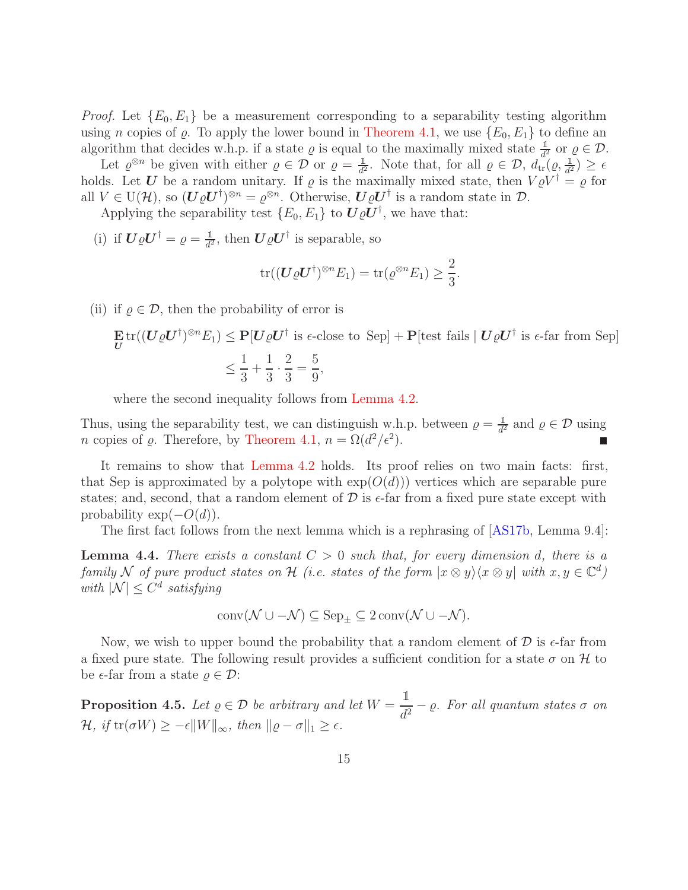*Proof.* Let $\{E_0, E_1\}$ be a measurement corresponding to a separability testing algorithm using $n$ copies of $\varrho$. To apply the lower bound in Theorem 4.1, we use $\{E_0, E_1\}$ to define an algorithm that decides w.h.p. if a state $\varrho$ is equal to the maximally mixed state $\frac{\mathbb{1}}{d^2}$ or $\varrho \in \mathcal{D}$.

Let $\varrho^{\otimes n}$ be given with either $\varrho \in \mathcal{D}$ or $\varrho = \frac{\mathbb{1}}{d^2}$. Note that, for all $\varrho \in \mathcal{D}$, $d_{\mathrm{tr}}(\varrho, \frac{\mathbb{1}}{d^2}) \geq \epsilon$ holds. Let $\boldsymbol{U}$ be a random unitary. If $\varrho$ is the maximally mixed state, then $V\varrho V^\dagger = \varrho$ for all $V \in \mathrm{U}(\mathcal{H})$, so $(\boldsymbol{U}\varrho\boldsymbol{U}^\dagger)^{\otimes n} = \varrho^{\otimes n}$. Otherwise, $\boldsymbol{U}\varrho\boldsymbol{U}^\dagger$ is a random state in $\mathcal{D}$.

Applying the separability test $\{E_0, E_1\}$ to $\boldsymbol{U}\varrho\boldsymbol{U}^\dagger$, we have that:

(i) if $\boldsymbol{U}\varrho\boldsymbol{U}^\dagger = \varrho = \frac{\mathbb{1}}{d^2}$, then $\boldsymbol{U}\varrho\boldsymbol{U}^\dagger$ is separable, so

$$\mathrm{tr}((\boldsymbol{U}\varrho\boldsymbol{U}^\dagger)^{\otimes n} E_1) = \mathrm{tr}(\varrho^{\otimes n} E_1) \geq \frac{2}{3}.$$

(ii) if $\varrho \in \mathcal{D}$, then the probability of error is

$$\begin{aligned}\mathop{\mathbf{E}}_{\boldsymbol{U}} \mathrm{tr}((\boldsymbol{U}\varrho\boldsymbol{U}^\dagger)^{\otimes n} E_1) &\leq \mathbf{P}[\boldsymbol{U}\varrho\boldsymbol{U}^\dagger \text{ is } \epsilon\text{-close to Sep}] + \mathbf{P}[\text{test fails} \mid \boldsymbol{U}\varrho\boldsymbol{U}^\dagger \text{ is } \epsilon\text{-far from Sep}] \\ &\leq \frac{1}{3} + \frac{1}{3} \cdot \frac{2}{3} = \frac{5}{9},\end{aligned}$$

where the second inequality follows from Lemma 4.2.

Thus, using the separability test, we can distinguish w.h.p. between $\varrho = \frac{1}{d^2}$ and $\varrho \in \mathcal{D}$ using $n$ copies of $\varrho$. Therefore, by Theorem 4.1, $n = \Omega(d^2/\epsilon^2)$. ∎

It remains to show that Lemma 4.2 holds. Its proof relies on two main facts: first, that Sep is approximated by a polytope with $\exp(O(d))$ vertices which are separable pure states; and, second, that a random element of $\mathcal{D}$ is $\epsilon$-far from a fixed pure state except with probability $\exp(-O(d))$.

The first fact follows from the next lemma which is a rephrasing of [AS17b, Lemma 9.4]:

**Lemma 4.4.** *There exists a constant $C > 0$ such that, for every dimension $d$, there is a family $\mathcal{N}$ of pure product states on $\mathcal{H}$ (i.e. states of the form $|x \otimes y\rangle\langle x \otimes y|$ with $x, y \in \mathbb{C}^d$) with $|\mathcal{N}| \leq C^d$ satisfying*

$$\mathrm{conv}(\mathcal{N} \cup -\mathcal{N}) \subseteq \mathrm{Sep}_{\pm} \subseteq 2\,\mathrm{conv}(\mathcal{N} \cup -\mathcal{N}).$$

Now, we wish to upper bound the probability that a random element of $\mathcal{D}$ is $\epsilon$-far from a fixed pure state. The following result provides a sufficient condition for a state $\sigma$ on $\mathcal{H}$ to be $\epsilon$-far from a state $\varrho \in \mathcal{D}$:

**Proposition 4.5.** *Let $\varrho \in \mathcal{D}$ be arbitrary and let $W = \dfrac{\mathbb{1}}{d^2} - \varrho$. For all quantum states $\sigma$ on $\mathcal{H}$, if $\mathrm{tr}(\sigma W) \geq -\epsilon \|W\|_\infty$, then $\|\varrho - \sigma\|_1 \geq \epsilon$.*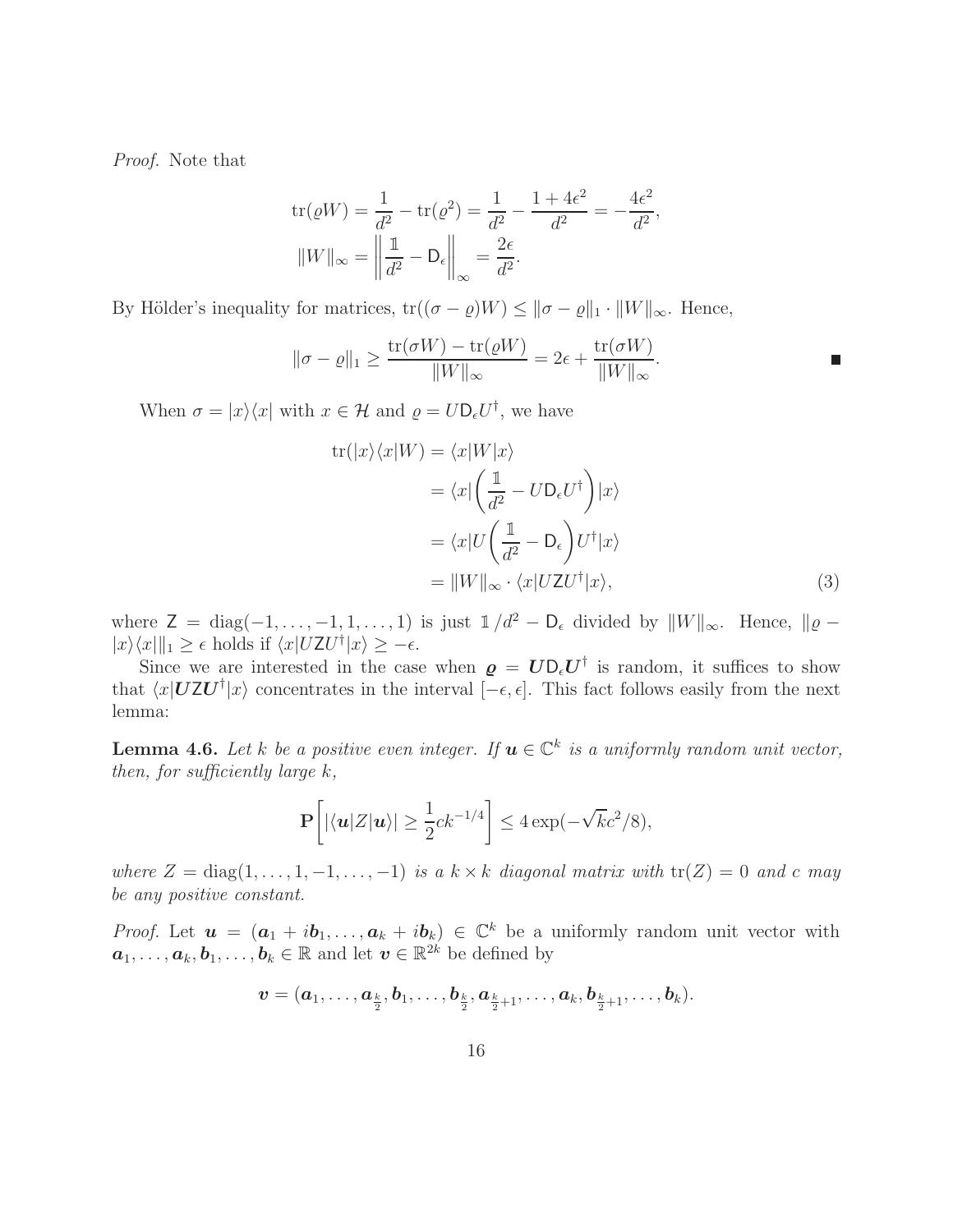*Proof.* Note that

$$\operatorname{tr}(\varrho W) = \frac{1}{d^2} - \operatorname{tr}(\varrho^2) = \frac{1}{d^2} - \frac{1+4\epsilon^2}{d^2} = -\frac{4\epsilon^2}{d^2},$$
$$\|W\|_\infty = \left\| \frac{\mathbb{1}}{d^2} - \mathsf{D}_\epsilon \right\|_\infty = \frac{2\epsilon}{d^2}.$$

By Hölder's inequality for matrices, $\operatorname{tr}((\sigma - \varrho)W) \leq \|\sigma - \varrho\|_1 \cdot \|W\|_\infty$. Hence,

$$\|\sigma - \varrho\|_1 \geq \frac{\operatorname{tr}(\sigma W) - \operatorname{tr}(\varrho W)}{\|W\|_\infty} = 2\epsilon + \frac{\operatorname{tr}(\sigma W)}{\|W\|_\infty}. \qquad \blacksquare$$

When $\sigma = |x\rangle\langle x|$ with $x \in \mathcal{H}$ and $\varrho = U\mathsf{D}_\epsilon U^\dagger$, we have

$$\begin{aligned}
\operatorname{tr}(|x\rangle\langle x|W) &= \langle x|W|x\rangle \\
&= \langle x| \left( \frac{\mathbb{1}}{d^2} - U\mathsf{D}_\epsilon U^\dagger \right) |x\rangle \\
&= \langle x|U \left( \frac{\mathbb{1}}{d^2} - \mathsf{D}_\epsilon \right) U^\dagger |x\rangle \\
&= \|W\|_\infty \cdot \langle x|U\mathsf{Z}U^\dagger|x\rangle, \qquad (3)
\end{aligned}$$

where $\mathsf{Z} = \operatorname{diag}(-1, \ldots, -1, 1, \ldots, 1)$ is just $\mathbb{1}/d^2 - \mathsf{D}_\epsilon$ divided by $\|W\|_\infty$. Hence, $\|\varrho - |x\rangle\langle x|\|_1 \geq \epsilon$ holds if $\langle x|U\mathsf{Z}U^\dagger|x\rangle \geq -\epsilon$.

Since we are interested in the case when $\boldsymbol{\varrho} = \boldsymbol{U}\mathsf{D}_\epsilon \boldsymbol{U}^\dagger$ is random, it suffices to show that $\langle x|\boldsymbol{U}\mathsf{Z}\boldsymbol{U}^\dagger|x\rangle$ concentrates in the interval $[-\epsilon, \epsilon]$. This fact follows easily from the next lemma:

**Lemma 4.6.** *Let $k$ be a positive even integer. If $\boldsymbol{u} \in \mathbb{C}^k$ is a uniformly random unit vector, then, for sufficiently large $k$,*

$$\mathbf{P}\left[ |\langle \boldsymbol{u}|Z|\boldsymbol{u}\rangle| \geq \frac{1}{2}ck^{-1/4} \right] \leq 4\exp(-\sqrt{k}c^2/8),$$

*where $Z = \operatorname{diag}(1, \ldots, 1, -1, \ldots, -1)$ is a $k \times k$ diagonal matrix with $\operatorname{tr}(Z) = 0$ and $c$ may be any positive constant.*

*Proof.* Let $\boldsymbol{u} = (\boldsymbol{a}_1 + i\boldsymbol{b}_1, \ldots, \boldsymbol{a}_k + i\boldsymbol{b}_k) \in \mathbb{C}^k$ be a uniformly random unit vector with $\boldsymbol{a}_1, \ldots, \boldsymbol{a}_k, \boldsymbol{b}_1, \ldots, \boldsymbol{b}_k \in \mathbb{R}$ and let $\boldsymbol{v} \in \mathbb{R}^{2k}$ be defined by

$$\boldsymbol{v} = (\boldsymbol{a}_1, \ldots, \boldsymbol{a}_{\frac{k}{2}}, \boldsymbol{b}_1, \ldots, \boldsymbol{b}_{\frac{k}{2}}, \boldsymbol{a}_{\frac{k}{2}+1}, \ldots, \boldsymbol{a}_k, \boldsymbol{b}_{\frac{k}{2}+1}, \ldots, \boldsymbol{b}_k).$$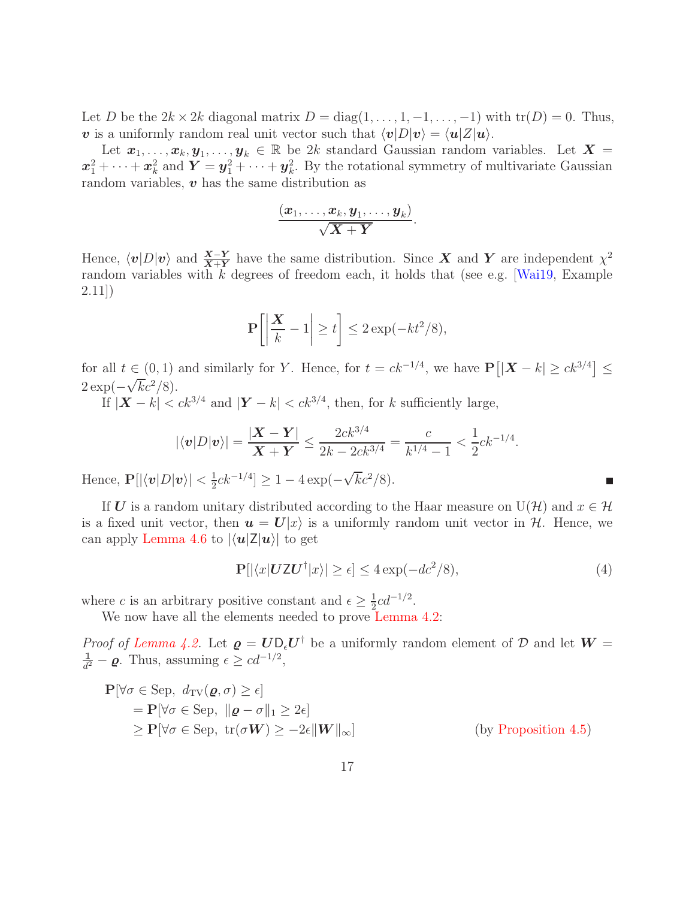Let $D$ be the $2k \times 2k$ diagonal matrix $D = \operatorname{diag}(1, \dots, 1, -1, \dots, -1)$ with $\operatorname{tr}(D) = 0$. Thus, $\boldsymbol{v}$ is a uniformly random real unit vector such that $\langle \boldsymbol{v}|D|\boldsymbol{v}\rangle = \langle \boldsymbol{u}|Z|\boldsymbol{u}\rangle$.

Let $\boldsymbol{x}_1, \dots, \boldsymbol{x}_k, \boldsymbol{y}_1, \dots, \boldsymbol{y}_k \in \mathbb{R}$ be $2k$ standard Gaussian random variables. Let $\boldsymbol{X} = \boldsymbol{x}_1^2 + \cdots + \boldsymbol{x}_k^2$ and $\boldsymbol{Y} = \boldsymbol{y}_1^2 + \cdots + \boldsymbol{y}_k^2$. By the rotational symmetry of multivariate Gaussian random variables, $\boldsymbol{v}$ has the same distribution as

$$\frac{(\boldsymbol{x}_1, \dots, \boldsymbol{x}_k, \boldsymbol{y}_1, \dots, \boldsymbol{y}_k)}{\sqrt{\boldsymbol{X} + \boldsymbol{Y}}}.$$

Hence, $\langle \boldsymbol{v}|D|\boldsymbol{v}\rangle$ and $\frac{\boldsymbol{X}-\boldsymbol{Y}}{\boldsymbol{X}+\boldsymbol{Y}}$ have the same distribution. Since $\boldsymbol{X}$ and $\boldsymbol{Y}$ are independent $\chi^2$ random variables with $k$ degrees of freedom each, it holds that (see e.g. [Wai19, Example 2.11])

$$\mathbf{P}\left[\left|\frac{\boldsymbol{X}}{k} - 1\right| \geq t\right] \leq 2\exp(-kt^2/8),$$

for all $t \in (0, 1)$ and similarly for $Y$. Hence, for $t = ck^{-1/4}$, we have $\mathbf{P}\left[|\boldsymbol{X} - k| \geq ck^{3/4}\right] \leq 2\exp(-\sqrt{k}c^2/8)$.

If $|\boldsymbol{X} - k| < ck^{3/4}$ and $|\boldsymbol{Y} - k| < ck^{3/4}$, then, for $k$ sufficiently large,

$$|\langle \boldsymbol{v}|D|\boldsymbol{v}\rangle| = \frac{|\boldsymbol{X} - \boldsymbol{Y}|}{\boldsymbol{X} + \boldsymbol{Y}} \leq \frac{2ck^{3/4}}{2k - 2ck^{3/4}} = \frac{c}{k^{1/4} - 1} < \frac{1}{2}ck^{-1/4}.$$

Hence, $\mathbf{P}[|\langle \boldsymbol{v}|D|\boldsymbol{v}\rangle| < \frac{1}{2}ck^{-1/4}] \geq 1 - 4\exp(-\sqrt{k}c^2/8)$. ∎

If $\boldsymbol{U}$ is a random unitary distributed according to the Haar measure on $\mathrm{U}(\mathcal{H})$ and $x \in \mathcal{H}$ is a fixed unit vector, then $\boldsymbol{u} = \boldsymbol{U}|x\rangle$ is a uniformly random unit vector in $\mathcal{H}$. Hence, we can apply Lemma 4.6 to $|\langle \boldsymbol{u}|\mathsf{Z}|\boldsymbol{u}\rangle|$ to get

$$\mathbf{P}[|\langle x|\boldsymbol{U}\mathsf{Z}\boldsymbol{U}^\dagger|x\rangle| \geq \epsilon] \leq 4\exp(-dc^2/8), \tag{4}$$

where $c$ is an arbitrary positive constant and $\epsilon \geq \frac{1}{2}cd^{-1/2}$.

We now have all the elements needed to prove Lemma 4.2:

*Proof of Lemma 4.2.* Let $\boldsymbol{\varrho} = \boldsymbol{U}\mathsf{D}_\epsilon\boldsymbol{U}^\dagger$ be a uniformly random element of $\mathcal{D}$ and let $\boldsymbol{W} = \frac{\mathbb{1}}{d^2} - \boldsymbol{\varrho}$. Thus, assuming $\epsilon \geq cd^{-1/2}$,

$$\begin{aligned}
&\mathbf{P}[\forall \sigma \in \mathrm{Sep},\ d_{\mathrm{TV}}(\boldsymbol{\varrho}, \sigma) \geq \epsilon] \\
&\quad = \mathbf{P}[\forall \sigma \in \mathrm{Sep},\ \|\boldsymbol{\varrho} - \sigma\|_1 \geq 2\epsilon] \\
&\quad \geq \mathbf{P}[\forall \sigma \in \mathrm{Sep},\ \mathrm{tr}(\sigma\boldsymbol{W}) \geq -2\epsilon\|\boldsymbol{W}\|_\infty] \qquad \text{(by Proposition 4.5)}
\end{aligned}$$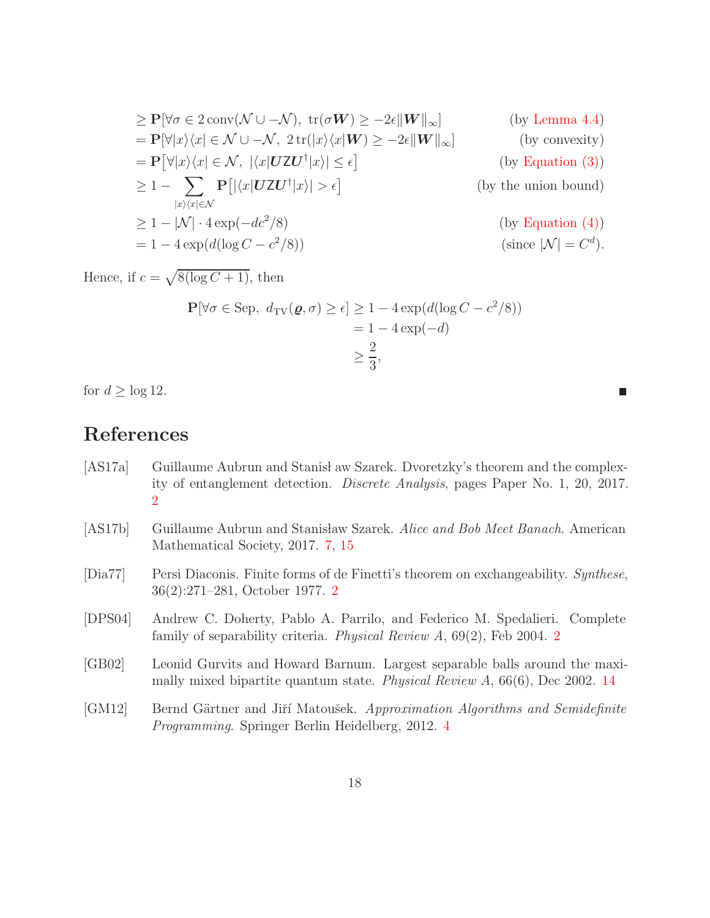$$
\begin{aligned}
&\geq \mathbf{P}[\forall \sigma \in 2\,\mathrm{conv}(\mathcal{N} \cup -\mathcal{N}),\ \mathrm{tr}(\sigma \boldsymbol{W}) \geq -2\epsilon \|\boldsymbol{W}\|_\infty] && \text{(by Lemma 4.4)} \\
&= \mathbf{P}[\forall |x\rangle\langle x| \in \mathcal{N} \cup -\mathcal{N},\ 2\,\mathrm{tr}(|x\rangle\langle x| \boldsymbol{W}) \geq -2\epsilon \|\boldsymbol{W}\|_\infty] && \text{(by convexity)} \\
&= \mathbf{P}\big[\forall |x\rangle\langle x| \in \mathcal{N},\ |\langle x|\boldsymbol{U}\mathsf{Z}\boldsymbol{U}^\dagger|x\rangle| \leq \epsilon\big] && \text{(by Equation (3))} \\
&\geq 1 - \sum_{|x\rangle\langle x| \in \mathcal{N}} \mathbf{P}\big[|\langle x|\boldsymbol{U}\mathsf{Z}\boldsymbol{U}^\dagger|x\rangle| > \epsilon\big] && \text{(by the union bound)} \\
&\geq 1 - |\mathcal{N}| \cdot 4\exp(-dc^2/8) && \text{(by Equation (4))} \\
&= 1 - 4\exp(d(\log C - c^2/8)) && \text{(since } |\mathcal{N}| = C^d\text{).}
\end{aligned}
$$

Hence, if $c = \sqrt{8(\log C + 1)}$, then

$$
\begin{aligned}
\mathbf{P}[\forall \sigma \in \mathrm{Sep},\ d_{\mathrm{TV}}(\boldsymbol{\varrho}, \sigma) \geq \epsilon] &\geq 1 - 4\exp(d(\log C - c^2/8)) \\
&= 1 - 4\exp(-d) \\
&\geq \frac{2}{3},
\end{aligned}
$$

for $d \geq \log 12$. ∎

# References

[AS17a] Guillaume Aubrun and Stanisł aw Szarek. Dvoretzky's theorem and the complexity of entanglement detection. *Discrete Analysis*, pages Paper No. 1, 20, 2017. 2

[AS17b] Guillaume Aubrun and Stanisław Szarek. *Alice and Bob Meet Banach*. American Mathematical Society, 2017. 7, 15

[Dia77] Persi Diaconis. Finite forms of de Finetti's theorem on exchangeability. *Synthese*, 36(2):271–281, October 1977. 2

[DPS04] Andrew C. Doherty, Pablo A. Parrilo, and Federico M. Spedalieri. Complete family of separability criteria. *Physical Review A*, 69(2), Feb 2004. 2

[GB02] Leonid Gurvits and Howard Barnum. Largest separable balls around the maximally mixed bipartite quantum state. *Physical Review A*, 66(6), Dec 2002. 14

[GM12] Bernd Gärtner and Jiří Matoušek. *Approximation Algorithms and Semidefinite Programming*. Springer Berlin Heidelberg, 2012. 4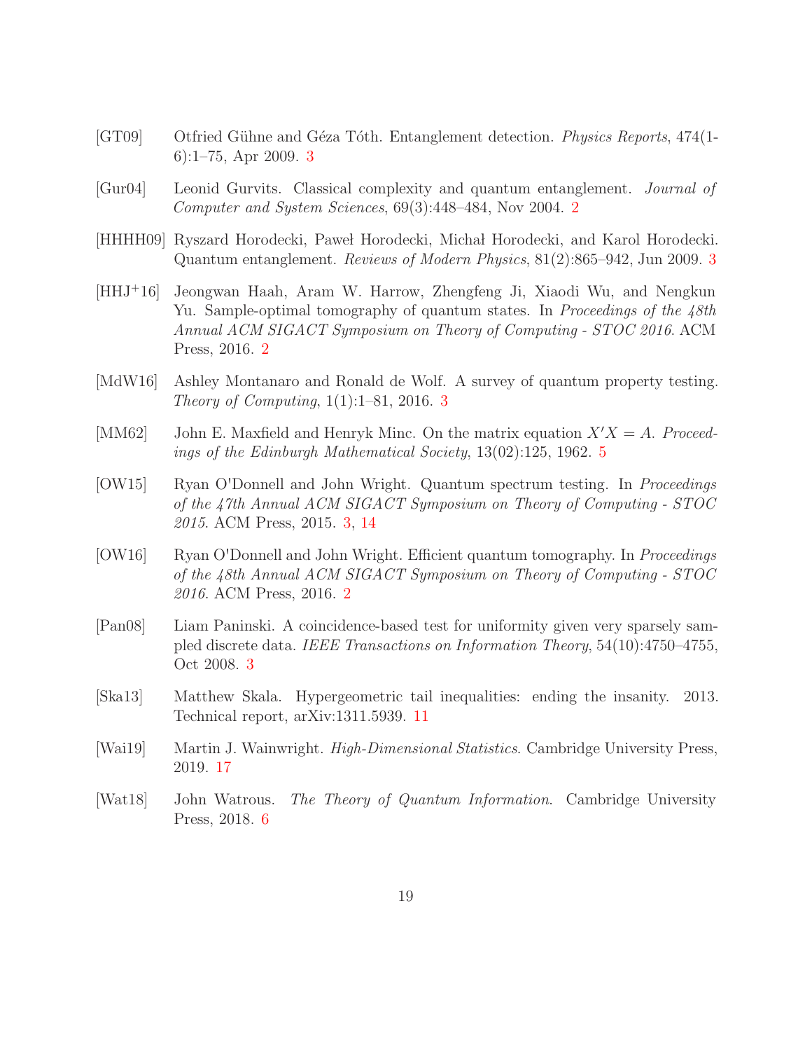[GT09] Otfried Gühne and Géza Tóth. Entanglement detection. *Physics Reports*, 474(1-6):1–75, Apr 2009. 3

[Gur04] Leonid Gurvits. Classical complexity and quantum entanglement. *Journal of Computer and System Sciences*, 69(3):448–484, Nov 2004. 2

[HHHH09] Ryszard Horodecki, Paweł Horodecki, Michał Horodecki, and Karol Horodecki. Quantum entanglement. *Reviews of Modern Physics*, 81(2):865–942, Jun 2009. 3

[HHJ+16] Jeongwan Haah, Aram W. Harrow, Zhengfeng Ji, Xiaodi Wu, and Nengkun Yu. Sample-optimal tomography of quantum states. In *Proceedings of the 48th Annual ACM SIGACT Symposium on Theory of Computing - STOC 2016*. ACM Press, 2016. 2

[MdW16] Ashley Montanaro and Ronald de Wolf. A survey of quantum property testing. *Theory of Computing*, 1(1):1–81, 2016. 3

[MM62] John E. Maxfield and Henryk Minc. On the matrix equation $X'X = A$. *Proceedings of the Edinburgh Mathematical Society*, 13(02):125, 1962. 5

[OW15] Ryan O'Donnell and John Wright. Quantum spectrum testing. In *Proceedings of the 47th Annual ACM SIGACT Symposium on Theory of Computing - STOC 2015*. ACM Press, 2015. 3, 14

[OW16] Ryan O'Donnell and John Wright. Efficient quantum tomography. In *Proceedings of the 48th Annual ACM SIGACT Symposium on Theory of Computing - STOC 2016*. ACM Press, 2016. 2

[Pan08] Liam Paninski. A coincidence-based test for uniformity given very sparsely sampled discrete data. *IEEE Transactions on Information Theory*, 54(10):4750–4755, Oct 2008. 3

[Ska13] Matthew Skala. Hypergeometric tail inequalities: ending the insanity. 2013. Technical report, arXiv:1311.5939. 11

[Wai19] Martin J. Wainwright. *High-Dimensional Statistics*. Cambridge University Press, 2019. 17

[Wat18] John Watrous. *The Theory of Quantum Information*. Cambridge University Press, 2018. 6